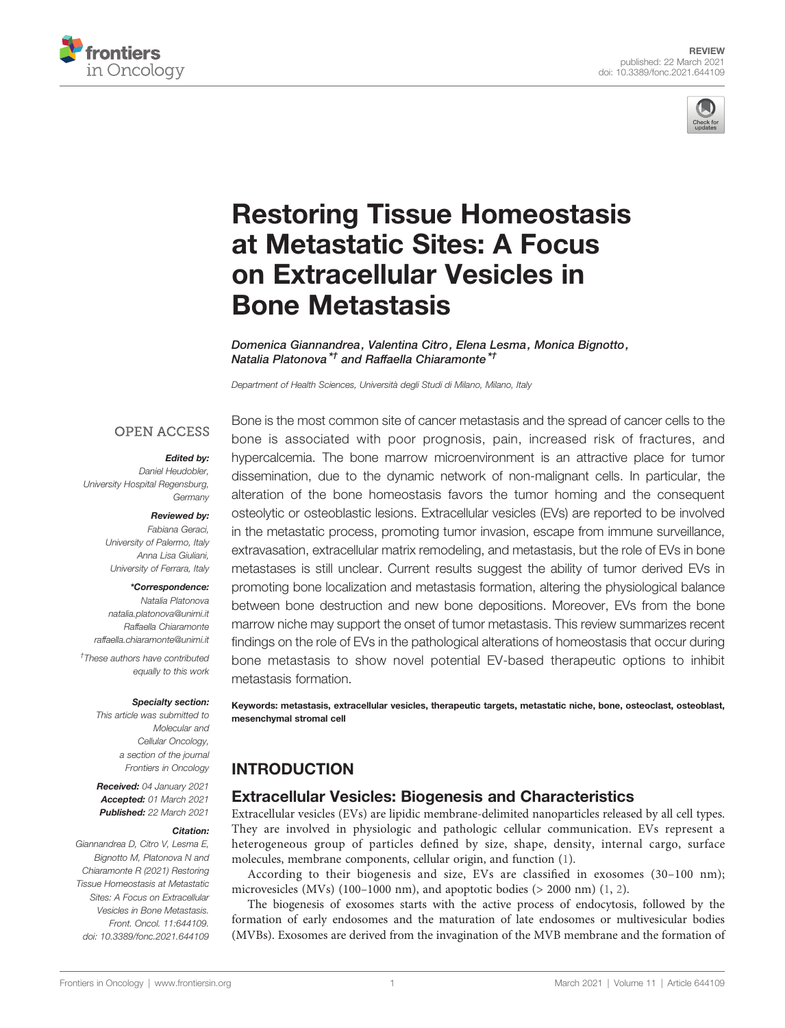REVIEW
published: 22 March 2021
doi: 10.3389/fonc.2021.644109

# Restoring Tissue Homeostasis at Metastatic Sites: A Focus on Extracellular Vesicles in Bone Metastasis

*Domenica Giannandrea, Valentina Citro, Elena Lesma, Monica Bignotto, Natalia Platonova[*†] and Raffaella Chiaramonte[*†]*

*Department of Health Sciences, Università degli Studi di Milano, Milano, Italy*

OPEN ACCESS

**Edited by:**
Daniel Heudobler,
University Hospital Regensburg,
Germany

**Reviewed by:**
Fabiana Geraci,
University of Palermo, Italy
Anna Lisa Giuliani,
University of Ferrara, Italy

***Correspondence:**
Natalia Platonova
natalia.platonova@unimi.it
Raffaella Chiaramonte
raffaella.chiaramonte@unimi.it

[†]These authors have contributed equally to this work

**Specialty section:**
This article was submitted to Molecular and Cellular Oncology, a section of the journal Frontiers in Oncology

**Received:** 04 January 2021
**Accepted:** 01 March 2021
**Published:** 22 March 2021

**Citation:**
Giannandrea D, Citro V, Lesma E, Bignotto M, Platonova N and Chiaramonte R (2021) Restoring Tissue Homeostasis at Metastatic Sites: A Focus on Extracellular Vesicles in Bone Metastasis. Front. Oncol. 11:644109. doi: 10.3389/fonc.2021.644109

Bone is the most common site of cancer metastasis and the spread of cancer cells to the bone is associated with poor prognosis, pain, increased risk of fractures, and hypercalcemia. The bone marrow microenvironment is an attractive place for tumor dissemination, due to the dynamic network of non-malignant cells. In particular, the alteration of the bone homeostasis favors the tumor homing and the consequent osteolytic or osteoblastic lesions. Extracellular vesicles (EVs) are reported to be involved in the metastatic process, promoting tumor invasion, escape from immune surveillance, extravasation, extracellular matrix remodeling, and metastasis, but the role of EVs in bone metastases is still unclear. Current results suggest the ability of tumor derived EVs in promoting bone localization and metastasis formation, altering the physiological balance between bone destruction and new bone depositions. Moreover, EVs from the bone marrow niche may support the onset of tumor metastasis. This review summarizes recent findings on the role of EVs in the pathological alterations of homeostasis that occur during bone metastasis to show novel potential EV-based therapeutic options to inhibit metastasis formation.

**Keywords: metastasis, extracellular vesicles, therapeutic targets, metastatic niche, bone, osteoclast, osteoblast, mesenchymal stromal cell**

## INTRODUCTION

### Extracellular Vesicles: Biogenesis and Characteristics

Extracellular vesicles (EVs) are lipidic membrane-delimited nanoparticles released by all cell types. They are involved in physiologic and pathologic cellular communication. EVs represent a heterogeneous group of particles defined by size, shape, density, internal cargo, surface molecules, membrane components, cellular origin, and function (1).

According to their biogenesis and size, EVs are classified in exosomes (30–100 nm); microvesicles (MVs) (100–1000 nm), and apoptotic bodies (> 2000 nm) (1, 2).

The biogenesis of exosomes starts with the active process of endocytosis, followed by the formation of early endosomes and the maturation of late endosomes or multivesicular bodies (MVBs). Exosomes are derived from the invagination of the MVB membrane and the formation of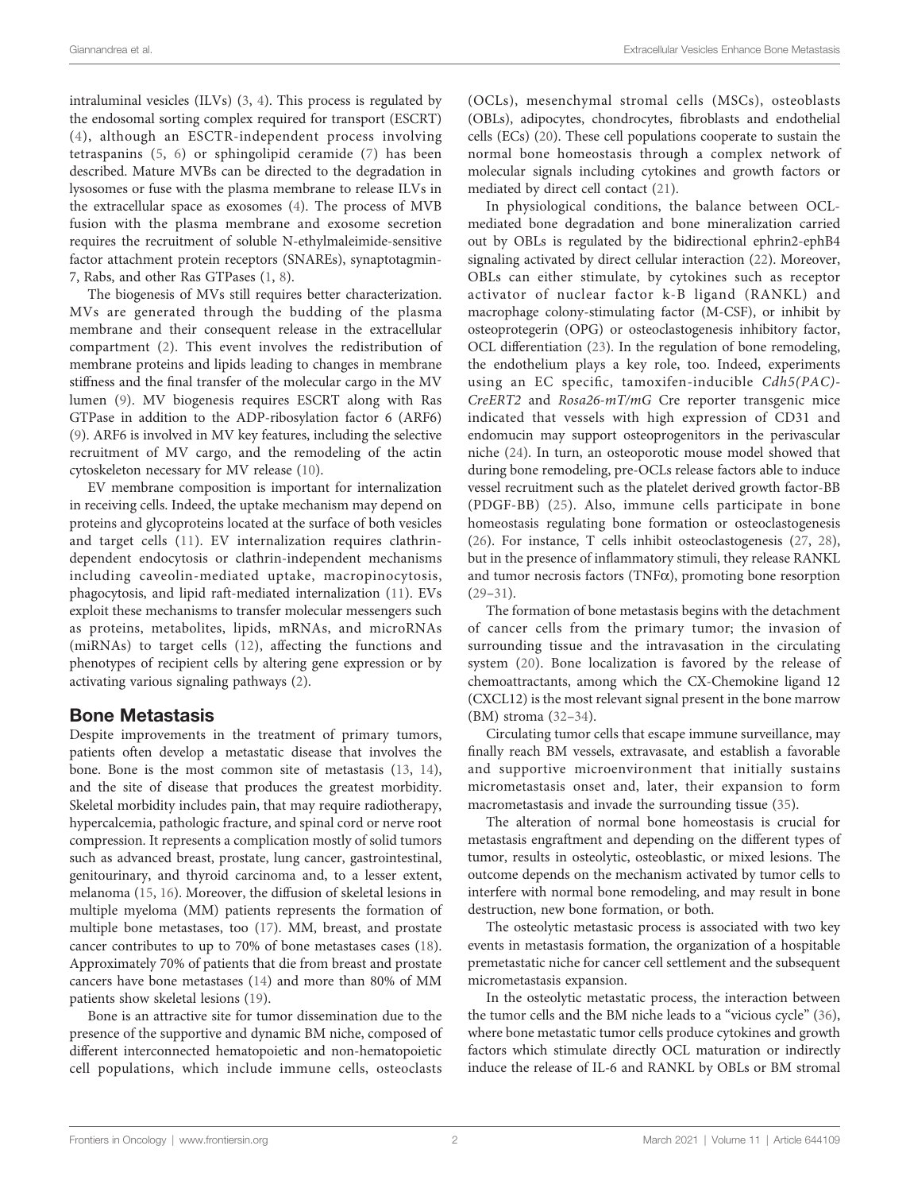intraluminal vesicles (ILVs) (3, 4). This process is regulated by the endosomal sorting complex required for transport (ESCRT) (4), although an ESCTR-independent process involving tetraspanins (5, 6) or sphingolipid ceramide (7) has been described. Mature MVBs can be directed to the degradation in lysosomes or fuse with the plasma membrane to release ILVs in the extracellular space as exosomes (4). The process of MVB fusion with the plasma membrane and exosome secretion requires the recruitment of soluble N-ethylmaleimide-sensitive factor attachment protein receptors (SNAREs), synaptotagmin-7, Rabs, and other Ras GTPases (1, 8).

The biogenesis of MVs still requires better characterization. MVs are generated through the budding of the plasma membrane and their consequent release in the extracellular compartment (2). This event involves the redistribution of membrane proteins and lipids leading to changes in membrane stiffness and the final transfer of the molecular cargo in the MV lumen (9). MV biogenesis requires ESCRT along with Ras GTPase in addition to the ADP-ribosylation factor 6 (ARF6) (9). ARF6 is involved in MV key features, including the selective recruitment of MV cargo, and the remodeling of the actin cytoskeleton necessary for MV release (10).

EV membrane composition is important for internalization in receiving cells. Indeed, the uptake mechanism may depend on proteins and glycoproteins located at the surface of both vesicles and target cells (11). EV internalization requires clathrin-dependent endocytosis or clathrin-independent mechanisms including caveolin-mediated uptake, macropinocytosis, phagocytosis, and lipid raft-mediated internalization (11). EVs exploit these mechanisms to transfer molecular messengers such as proteins, metabolites, lipids, mRNAs, and microRNAs (miRNAs) to target cells (12), affecting the functions and phenotypes of recipient cells by altering gene expression or by activating various signaling pathways (2).

## Bone Metastasis

Despite improvements in the treatment of primary tumors, patients often develop a metastatic disease that involves the bone. Bone is the most common site of metastasis (13, 14), and the site of disease that produces the greatest morbidity. Skeletal morbidity includes pain, that may require radiotherapy, hypercalcemia, pathologic fracture, and spinal cord or nerve root compression. It represents a complication mostly of solid tumors such as advanced breast, prostate, lung cancer, gastrointestinal, genitourinary, and thyroid carcinoma and, to a lesser extent, melanoma (15, 16). Moreover, the diffusion of skeletal lesions in multiple myeloma (MM) patients represents the formation of multiple bone metastases, too (17). MM, breast, and prostate cancer contributes to up to 70% of bone metastases cases (18). Approximately 70% of patients that die from breast and prostate cancers have bone metastases (14) and more than 80% of MM patients show skeletal lesions (19).

Bone is an attractive site for tumor dissemination due to the presence of the supportive and dynamic BM niche, composed of different interconnected hematopoietic and non-hematopoietic cell populations, which include immune cells, osteoclasts (OCLs), mesenchymal stromal cells (MSCs), osteoblasts (OBLs), adipocytes, chondrocytes, fibroblasts and endothelial cells (ECs) (20). These cell populations cooperate to sustain the normal bone homeostasis through a complex network of molecular signals including cytokines and growth factors or mediated by direct cell contact (21).

In physiological conditions, the balance between OCL-mediated bone degradation and bone mineralization carried out by OBLs is regulated by the bidirectional ephrin2-ephB4 signaling activated by direct cellular interaction (22). Moreover, OBLs can either stimulate, by cytokines such as receptor activator of nuclear factor k-B ligand (RANKL) and macrophage colony-stimulating factor (M-CSF), or inhibit by osteoprotegerin (OPG) or osteoclastogenesis inhibitory factor, OCL differentiation (23). In the regulation of bone remodeling, the endothelium plays a key role, too. Indeed, experiments using an EC specific, tamoxifen-inducible *Cdh5(PAC)-CreERT2* and *Rosa26-mT/mG* Cre reporter transgenic mice indicated that vessels with high expression of CD31 and endomucin may support osteoprogenitors in the perivascular niche (24). In turn, an osteoporotic mouse model showed that during bone remodeling, pre-OCLs release factors able to induce vessel recruitment such as the platelet derived growth factor-BB (PDGF-BB) (25). Also, immune cells participate in bone homeostasis regulating bone formation or osteoclastogenesis (26). For instance, T cells inhibit osteoclastogenesis (27, 28), but in the presence of inflammatory stimuli, they release RANKL and tumor necrosis factors (TNF$\alpha$), promoting bone resorption (29–31).

The formation of bone metastasis begins with the detachment of cancer cells from the primary tumor; the invasion of surrounding tissue and the intravasation in the circulating system (20). Bone localization is favored by the release of chemoattractants, among which the CX-Chemokine ligand 12 (CXCL12) is the most relevant signal present in the bone marrow (BM) stroma (32–34).

Circulating tumor cells that escape immune surveillance, may finally reach BM vessels, extravasate, and establish a favorable and supportive microenvironment that initially sustains micrometastasis onset and, later, their expansion to form macrometastasis and invade the surrounding tissue (35).

The alteration of normal bone homeostasis is crucial for metastasis engraftment and depending on the different types of tumor, results in osteolytic, osteoblastic, or mixed lesions. The outcome depends on the mechanism activated by tumor cells to interfere with normal bone remodeling, and may result in bone destruction, new bone formation, or both.

The osteolytic metastasic process is associated with two key events in metastasis formation, the organization of a hospitable premetastatic niche for cancer cell settlement and the subsequent micrometastasis expansion.

In the osteolytic metastatic process, the interaction between the tumor cells and the BM niche leads to a "vicious cycle" (36), where bone metastatic tumor cells produce cytokines and growth factors which stimulate directly OCL maturation or indirectly induce the release of IL-6 and RANKL by OBLs or BM stromal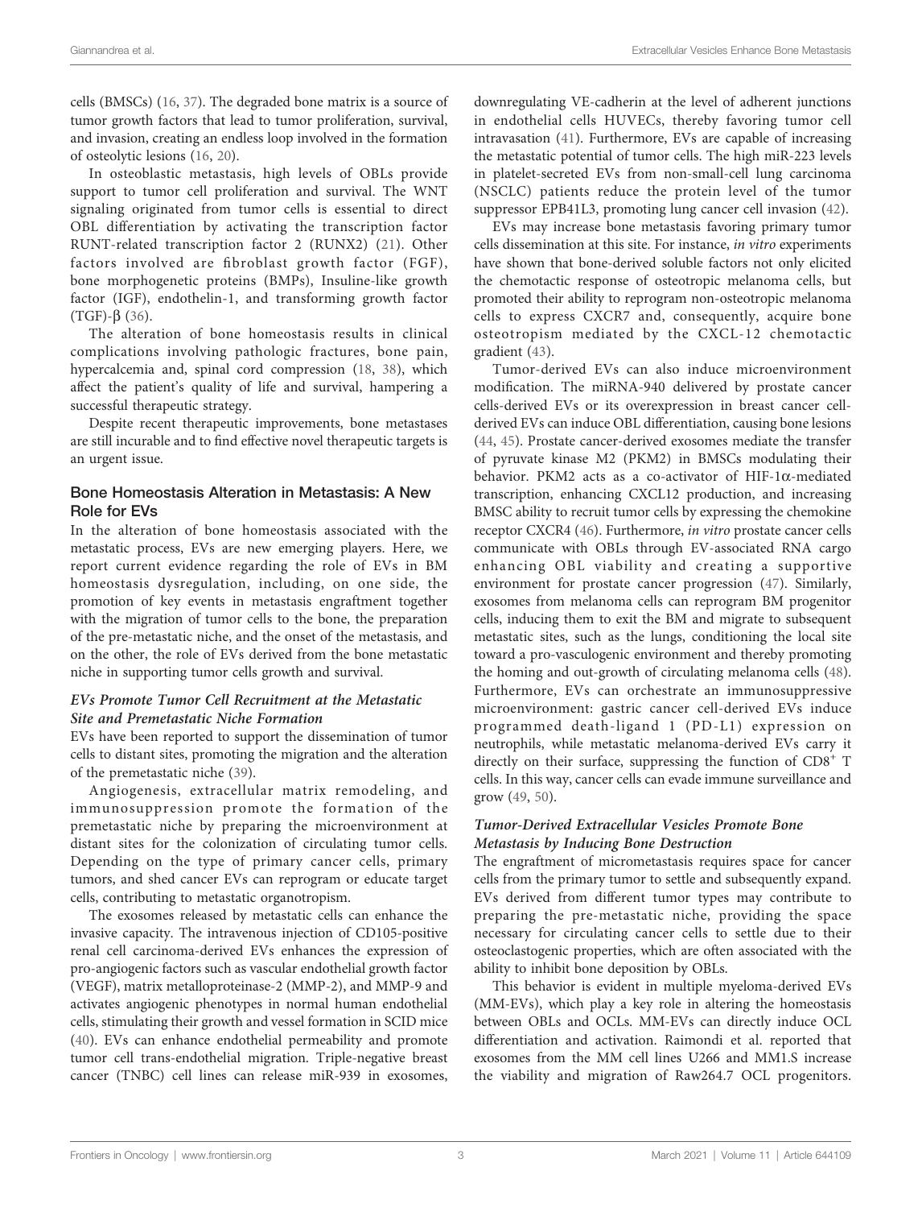cells (BMSCs) (16, 37). The degraded bone matrix is a source of tumor growth factors that lead to tumor proliferation, survival, and invasion, creating an endless loop involved in the formation of osteolytic lesions (16, 20).

In osteoblastic metastasis, high levels of OBLs provide support to tumor cell proliferation and survival. The WNT signaling originated from tumor cells is essential to direct OBL differentiation by activating the transcription factor RUNT-related transcription factor 2 (RUNX2) (21). Other factors involved are fibroblast growth factor (FGF), bone morphogenetic proteins (BMPs), Insuline-like growth factor (IGF), endothelin-1, and transforming growth factor (TGF)-β (36).

The alteration of bone homeostasis results in clinical complications involving pathologic fractures, bone pain, hypercalcemia and, spinal cord compression (18, 38), which affect the patient's quality of life and survival, hampering a successful therapeutic strategy.

Despite recent therapeutic improvements, bone metastases are still incurable and to find effective novel therapeutic targets is an urgent issue.

### Bone Homeostasis Alteration in Metastasis: A New Role for EVs

In the alteration of bone homeostasis associated with the metastatic process, EVs are new emerging players. Here, we report current evidence regarding the role of EVs in BM homeostasis dysregulation, including, on one side, the promotion of key events in metastasis engraftment together with the migration of tumor cells to the bone, the preparation of the pre-metastatic niche, and the onset of the metastasis, and on the other, the role of EVs derived from the bone metastatic niche in supporting tumor cells growth and survival.

#### *EVs Promote Tumor Cell Recruitment at the Metastatic Site and Premetastatic Niche Formation*

EVs have been reported to support the dissemination of tumor cells to distant sites, promoting the migration and the alteration of the premetastatic niche (39).

Angiogenesis, extracellular matrix remodeling, and immunosuppression promote the formation of the premetastatic niche by preparing the microenvironment at distant sites for the colonization of circulating tumor cells. Depending on the type of primary cancer cells, primary tumors, and shed cancer EVs can reprogram or educate target cells, contributing to metastatic organotropism.

The exosomes released by metastatic cells can enhance the invasive capacity. The intravenous injection of CD105-positive renal cell carcinoma-derived EVs enhances the expression of pro-angiogenic factors such as vascular endothelial growth factor (VEGF), matrix metalloproteinase-2 (MMP-2), and MMP-9 and activates angiogenic phenotypes in normal human endothelial cells, stimulating their growth and vessel formation in SCID mice (40). EVs can enhance endothelial permeability and promote tumor cell trans-endothelial migration. Triple-negative breast cancer (TNBC) cell lines can release miR-939 in exosomes, downregulating VE-cadherin at the level of adherent junctions in endothelial cells HUVECs, thereby favoring tumor cell intravasation (41). Furthermore, EVs are capable of increasing the metastatic potential of tumor cells. The high miR-223 levels in platelet-secreted EVs from non-small-cell lung carcinoma (NSCLC) patients reduce the protein level of the tumor suppressor EPB41L3, promoting lung cancer cell invasion (42).

EVs may increase bone metastasis favoring primary tumor cells dissemination at this site. For instance, *in vitro* experiments have shown that bone-derived soluble factors not only elicited the chemotactic response of osteotropic melanoma cells, but promoted their ability to reprogram non-osteotropic melanoma cells to express CXCR7 and, consequently, acquire bone osteotropism mediated by the CXCL-12 chemotactic gradient (43).

Tumor-derived EVs can also induce microenvironment modification. The miRNA-940 delivered by prostate cancer cells-derived EVs or its overexpression in breast cancer cell-derived EVs can induce OBL differentiation, causing bone lesions (44, 45). Prostate cancer-derived exosomes mediate the transfer of pyruvate kinase M2 (PKM2) in BMSCs modulating their behavior. PKM2 acts as a co-activator of HIF-1α-mediated transcription, enhancing CXCL12 production, and increasing BMSC ability to recruit tumor cells by expressing the chemokine receptor CXCR4 (46). Furthermore, *in vitro* prostate cancer cells communicate with OBLs through EV-associated RNA cargo enhancing OBL viability and creating a supportive environment for prostate cancer progression (47). Similarly, exosomes from melanoma cells can reprogram BM progenitor cells, inducing them to exit the BM and migrate to subsequent metastatic sites, such as the lungs, conditioning the local site toward a pro-vasculogenic environment and thereby promoting the homing and out-growth of circulating melanoma cells (48). Furthermore, EVs can orchestrate an immunosuppressive microenvironment: gastric cancer cell-derived EVs induce programmed death-ligand 1 (PD-L1) expression on neutrophils, while metastatic melanoma-derived EVs carry it directly on their surface, suppressing the function of $CD8^+$ T cells. In this way, cancer cells can evade immune surveillance and grow (49, 50).

#### *Tumor-Derived Extracellular Vesicles Promote Bone Metastasis by Inducing Bone Destruction*

The engraftment of micrometastasis requires space for cancer cells from the primary tumor to settle and subsequently expand. EVs derived from different tumor types may contribute to preparing the pre-metastatic niche, providing the space necessary for circulating cancer cells to settle due to their osteoclastogenic properties, which are often associated with the ability to inhibit bone deposition by OBLs.

This behavior is evident in multiple myeloma-derived EVs (MM-EVs), which play a key role in altering the homeostasis between OBLs and OCLs. MM-EVs can directly induce OCL differentiation and activation. Raimondi et al. reported that exosomes from the MM cell lines U266 and MM1.S increase the viability and migration of Raw264.7 OCL progenitors.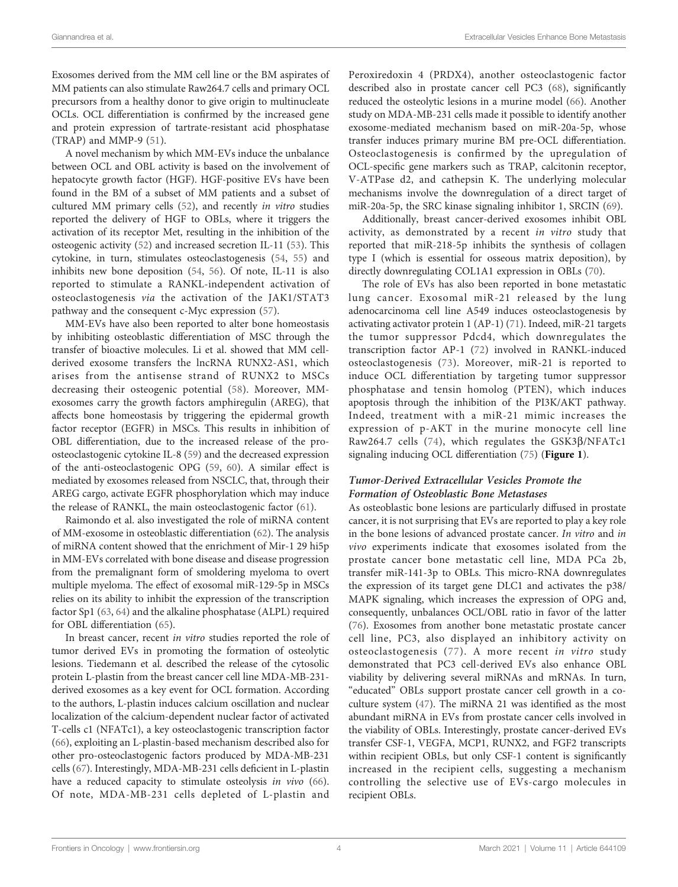Exosomes derived from the MM cell line or the BM aspirates of MM patients can also stimulate Raw264.7 cells and primary OCL precursors from a healthy donor to give origin to multinucleate OCLs. OCL differentiation is confirmed by the increased gene and protein expression of tartrate-resistant acid phosphatase (TRAP) and MMP-9 (51).

A novel mechanism by which MM-EVs induce the unbalance between OCL and OBL activity is based on the involvement of hepatocyte growth factor (HGF). HGF-positive EVs have been found in the BM of a subset of MM patients and a subset of cultured MM primary cells (52), and recently *in vitro* studies reported the delivery of HGF to OBLs, where it triggers the activation of its receptor Met, resulting in the inhibition of the osteogenic activity (52) and increased secretion IL-11 (53). This cytokine, in turn, stimulates osteoclastogenesis (54, 55) and inhibits new bone deposition (54, 56). Of note, IL-11 is also reported to stimulate a RANKL-independent activation of osteoclastogenesis *via* the activation of the JAK1/STAT3 pathway and the consequent c-Myc expression (57).

MM-EVs have also been reported to alter bone homeostasis by inhibiting osteoblastic differentiation of MSC through the transfer of bioactive molecules. Li et al. showed that MM cell-derived exosome transfers the lncRNA RUNX2-AS1, which arises from the antisense strand of RUNX2 to MSCs decreasing their osteogenic potential (58). Moreover, MM-exosomes carry the growth factors amphiregulin (AREG), that affects bone homeostasis by triggering the epidermal growth factor receptor (EGFR) in MSCs. This results in inhibition of OBL differentiation, due to the increased release of the pro-osteoclastogenic cytokine IL-8 (59) and the decreased expression of the anti-osteoclastogenic OPG (59, 60). A similar effect is mediated by exosomes released from NSCLC, that, through their AREG cargo, activate EGFR phosphorylation which may induce the release of RANKL, the main osteoclastogenic factor (61).

Raimondo et al. also investigated the role of miRNA content of MM-exosome in osteoblastic differentiation (62). The analysis of miRNA content showed that the enrichment of Mir-1 29 hi5p in MM-EVs correlated with bone disease and disease progression from the premalignant form of smoldering myeloma to overt multiple myeloma. The effect of exosomal miR-129-5p in MSCs relies on its ability to inhibit the expression of the transcription factor Sp1 (63, 64) and the alkaline phosphatase (ALPL) required for OBL differentiation (65).

In breast cancer, recent *in vitro* studies reported the role of tumor derived EVs in promoting the formation of osteolytic lesions. Tiedemann et al. described the release of the cytosolic protein L-plastin from the breast cancer cell line MDA-MB-231-derived exosomes as a key event for OCL formation. According to the authors, L-plastin induces calcium oscillation and nuclear localization of the calcium-dependent nuclear factor of activated T-cells c1 (NFATc1), a key osteoclastogenic transcription factor (66), exploiting an L-plastin-based mechanism described also for other pro-osteoclastogenic factors produced by MDA-MB-231 cells (67). Interestingly, MDA-MB-231 cells deficient in L-plastin have a reduced capacity to stimulate osteolysis *in vivo* (66). Of note, MDA-MB-231 cells depleted of L-plastin and Peroxiredoxin 4 (PRDX4), another osteoclastogenic factor described also in prostate cancer cell PC3 (68), significantly reduced the osteolytic lesions in a murine model (66). Another study on MDA-MB-231 cells made it possible to identify another exosome-mediated mechanism based on miR-20a-5p, whose transfer induces primary murine BM pre-OCL differentiation. Osteoclastogenesis is confirmed by the upregulation of OCL-specific gene markers such as TRAP, calcitonin receptor, V-ATPase d2, and cathepsin K. The underlying molecular mechanisms involve the downregulation of a direct target of miR-20a-5p, the SRC kinase signaling inhibitor 1, SRCIN (69).

Additionally, breast cancer-derived exosomes inhibit OBL activity, as demonstrated by a recent *in vitro* study that reported that miR-218-5p inhibits the synthesis of collagen type I (which is essential for osseous matrix deposition), by directly downregulating COL1A1 expression in OBLs (70).

The role of EVs has also been reported in bone metastatic lung cancer. Exosomal miR-21 released by the lung adenocarcinoma cell line A549 induces osteoclastogenesis by activating activator protein 1 (AP-1) (71). Indeed, miR-21 targets the tumor suppressor Pdcd4, which downregulates the transcription factor AP-1 (72) involved in RANKL-induced osteoclastogenesis (73). Moreover, miR-21 is reported to induce OCL differentiation by targeting tumor suppressor phosphatase and tensin homolog (PTEN), which induces apoptosis through the inhibition of the PI3K/AKT pathway. Indeed, treatment with a miR-21 mimic increases the expression of p-AKT in the murine monocyte cell line Raw264.7 cells (74), which regulates the GSK3β/NFATc1 signaling inducing OCL differentiation (75) (**Figure 1**).

### *Tumor-Derived Extracellular Vesicles Promote the Formation of Osteoblastic Bone Metastases*

As osteoblastic bone lesions are particularly diffused in prostate cancer, it is not surprising that EVs are reported to play a key role in the bone lesions of advanced prostate cancer. *In vitro* and *in vivo* experiments indicate that exosomes isolated from the prostate cancer bone metastatic cell line, MDA PCa 2b, transfer miR-141-3p to OBLs. This micro-RNA downregulates the expression of its target gene DLC1 and activates the p38/MAPK signaling, which increases the expression of OPG and, consequently, unbalances OCL/OBL ratio in favor of the latter (76). Exosomes from another bone metastatic prostate cancer cell line, PC3, also displayed an inhibitory activity on osteoclastogenesis (77). A more recent *in vitro* study demonstrated that PC3 cell-derived EVs also enhance OBL viability by delivering several miRNAs and mRNAs. In turn, "educated" OBLs support prostate cancer cell growth in a co-culture system (47). The miRNA 21 was identified as the most abundant miRNA in EVs from prostate cancer cells involved in the viability of OBLs. Interestingly, prostate cancer-derived EVs transfer CSF-1, VEGFA, MCP1, RUNX2, and FGF2 transcripts within recipient OBLs, but only CSF-1 content is significantly increased in the recipient cells, suggesting a mechanism controlling the selective use of EVs-cargo molecules in recipient OBLs.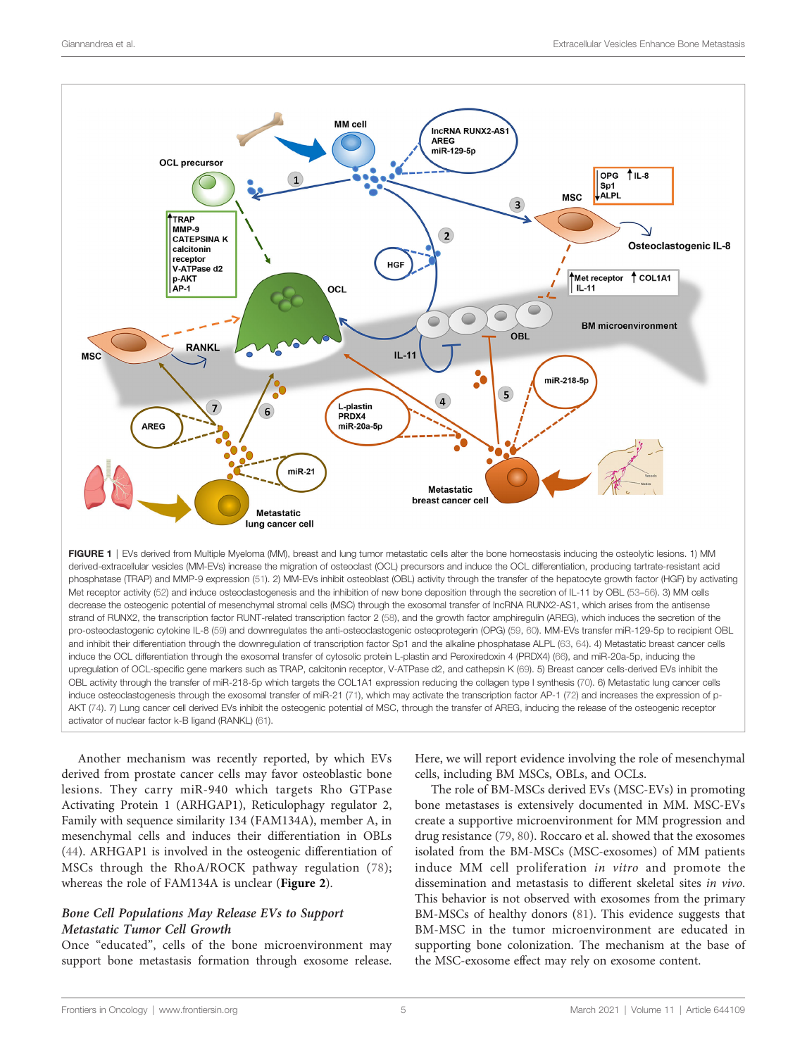**FIGURE 1** | EVs derived from Multiple Myeloma (MM), breast and lung tumor metastatic cells alter the bone homeostasis inducing the osteolytic lesions. 1) MM derived-extracellular vesicles (MM-EVs) increase the migration of osteoclast (OCL) precursors and induce the OCL differentiation, producing tartrate-resistant acid phosphatase (TRAP) and MMP-9 expression (51). 2) MM-EVs inhibit osteoblast (OBL) activity through the transfer of the hepatocyte growth factor (HGF) by activating Met receptor activity (52) and induce osteoclastogenesis and the inhibition of new bone deposition through the secretion of IL-11 by OBL (53–56). 3) MM cells decrease the osteogenic potential of mesenchymal stromal cells (MSC) through the exosomal transfer of lncRNA RUNX2-AS1, which arises from the antisense strand of RUNX2, the transcription factor RUNT-related transcription factor 2 (58), and the growth factor amphiregulin (AREG), which induces the secretion of the pro-osteoclastogenic cytokine IL-8 (59) and downregulates the anti-osteoclastogenic osteoprotegerin (OPG) (59, 60). MM-EVs transfer miR-129-5p to recipient OBL and inhibit their differentiation through the downregulation of transcription factor Sp1 and the alkaline phosphatase ALPL (63, 64). 4) Metastatic breast cancer cells induce the OCL differentiation through the exosomal transfer of cytosolic protein L-plastin and Peroxiredoxin 4 (PRDX4) (66), and miR-20a-5p, inducing the upregulation of OCL-specific gene markers such as TRAP, calcitonin receptor, V-ATPase d2, and cathepsin K (69). 5) Breast cancer cells-derived EVs inhibit the OBL activity through the transfer of miR-218-5p which targets the COL1A1 expression reducing the collagen type I synthesis (70). 6) Metastatic lung cancer cells induce osteoclastogenesis through the exosomal transfer of miR-21 (71), which may activate the transcription factor AP-1 (72) and increases the expression of p-AKT (74). 7) Lung cancer cell derived EVs inhibit the osteogenic potential of MSC, through the transfer of AREG, inducing the release of the osteogenic receptor activator of nuclear factor k-B ligand (RANKL) (61).

Another mechanism was recently reported, by which EVs derived from prostate cancer cells may favor osteoblastic bone lesions. They carry miR-940 which targets Rho GTPase Activating Protein 1 (ARHGAP1), Reticulophagy regulator 2, Family with sequence similarity 134 (FAM134A), member A, in mesenchymal cells and induces their differentiation in OBLs (44). ARHGAP1 is involved in the osteogenic differentiation of MSCs through the RhoA/ROCK pathway regulation (78); whereas the role of FAM134A is unclear (**Figure 2**).

### *Bone Cell Populations May Release EVs to Support Metastatic Tumor Cell Growth*

Once "educated", cells of the bone microenvironment may support bone metastasis formation through exosome release. Here, we will report evidence involving the role of mesenchymal cells, including BM MSCs, OBLs, and OCLs.

The role of BM-MSCs derived EVs (MSC-EVs) in promoting bone metastases is extensively documented in MM. MSC-EVs create a supportive microenvironment for MM progression and drug resistance (79, 80). Roccaro et al. showed that the exosomes isolated from the BM-MSCs (MSC-exosomes) of MM patients induce MM cell proliferation *in vitro* and promote the dissemination and metastasis to different skeletal sites *in vivo*. This behavior is not observed with exosomes from the primary BM-MSCs of healthy donors (81). This evidence suggests that BM-MSC in the tumor microenvironment are educated in supporting bone colonization. The mechanism at the base of the MSC-exosome effect may rely on exosome content.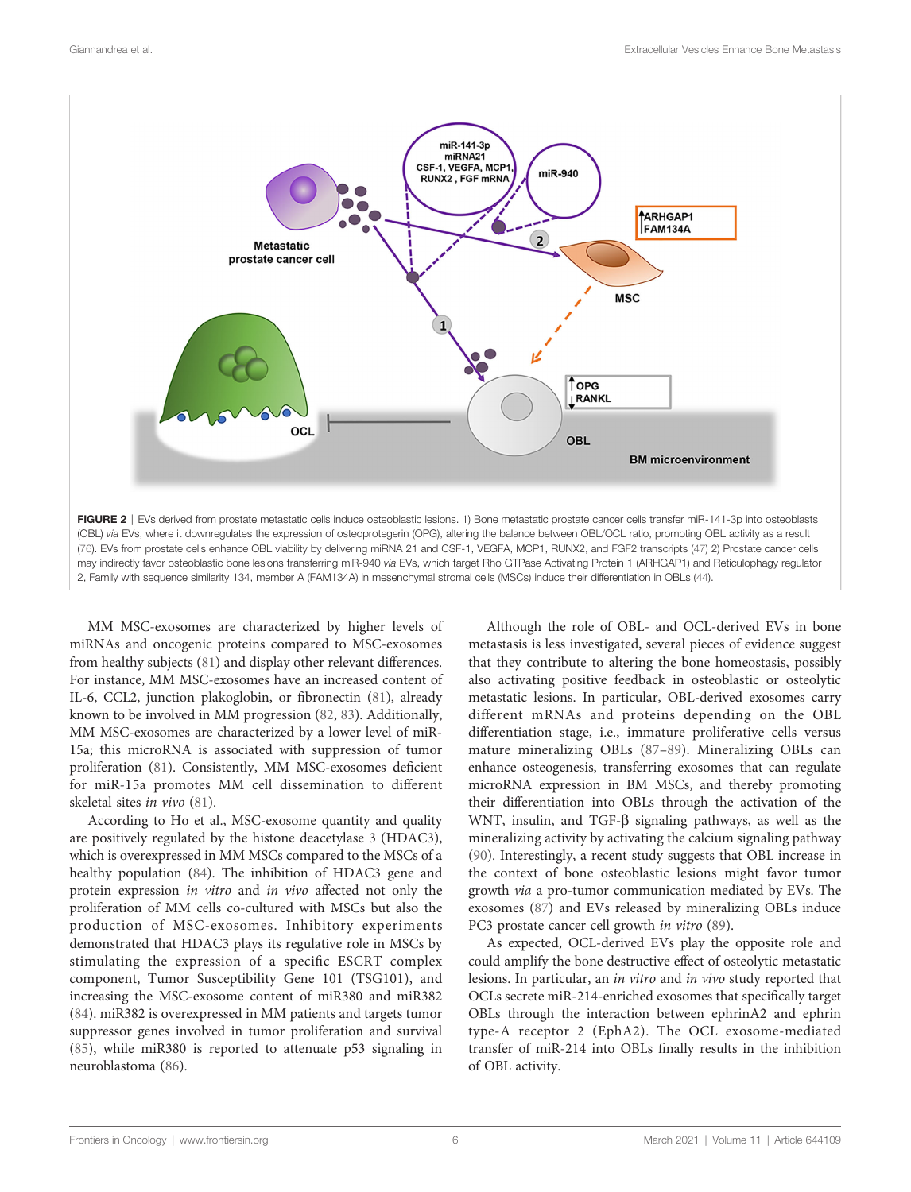miR-141-3p
miRNA21
CSF-1, VEGFA, MCP1,
RUNX2 , FGF mRNA

miR-940

ARHGAP1
FAM134A

Metastatic
prostate cancer cell

2

MSC

1

OPG
RANKL

OCL

OBL

BM microenvironment

**FIGURE 2** | EVs derived from prostate metastatic cells induce osteoblastic lesions. 1) Bone metastatic prostate cancer cells transfer miR-141-3p into osteoblasts (OBL) *via* EVs, where it downregulates the expression of osteoprotegerin (OPG), altering the balance between OBL/OCL ratio, promoting OBL activity as a result (76). EVs from prostate cells enhance OBL viability by delivering miRNA 21 and CSF-1, VEGFA, MCP1, RUNX2, and FGF2 transcripts (47) 2) Prostate cancer cells may indirectly favor osteoblastic bone lesions transferring miR-940 *via* EVs, which target Rho GTPase Activating Protein 1 (ARHGAP1) and Reticulophagy regulator 2, Family with sequence similarity 134, member A (FAM134A) in mesenchymal stromal cells (MSCs) induce their differentiation in OBLs (44).

MM MSC-exosomes are characterized by higher levels of miRNAs and oncogenic proteins compared to MSC-exosomes from healthy subjects (81) and display other relevant differences. For instance, MM MSC-exosomes have an increased content of IL-6, CCL2, junction plakoglobin, or fibronectin (81), already known to be involved in MM progression (82, 83). Additionally, MM MSC-exosomes are characterized by a lower level of miR-15a; this microRNA is associated with suppression of tumor proliferation (81). Consistently, MM MSC-exosomes deficient for miR-15a promotes MM cell dissemination to different skeletal sites *in vivo* (81).

According to Ho et al., MSC-exosome quantity and quality are positively regulated by the histone deacetylase 3 (HDAC3), which is overexpressed in MM MSCs compared to the MSCs of a healthy population (84). The inhibition of HDAC3 gene and protein expression *in vitro* and *in vivo* affected not only the proliferation of MM cells co-cultured with MSCs but also the production of MSC-exosomes. Inhibitory experiments demonstrated that HDAC3 plays its regulative role in MSCs by stimulating the expression of a specific ESCRT complex component, Tumor Susceptibility Gene 101 (TSG101), and increasing the MSC-exosome content of miR380 and miR382 (84). miR382 is overexpressed in MM patients and targets tumor suppressor genes involved in tumor proliferation and survival (85), while miR380 is reported to attenuate p53 signaling in neuroblastoma (86).

Although the role of OBL- and OCL-derived EVs in bone metastasis is less investigated, several pieces of evidence suggest that they contribute to altering the bone homeostasis, possibly also activating positive feedback in osteoblastic or osteolytic metastatic lesions. In particular, OBL-derived exosomes carry different mRNAs and proteins depending on the OBL differentiation stage, i.e., immature proliferative cells versus mature mineralizing OBLs (87–89). Mineralizing OBLs can enhance osteogenesis, transferring exosomes that can regulate microRNA expression in BM MSCs, and thereby promoting their differentiation into OBLs through the activation of the WNT, insulin, and TGF-β signaling pathways, as well as the mineralizing activity by activating the calcium signaling pathway (90). Interestingly, a recent study suggests that OBL increase in the context of bone osteoblastic lesions might favor tumor growth *via* a pro-tumor communication mediated by EVs. The exosomes (87) and EVs released by mineralizing OBLs induce PC3 prostate cancer cell growth *in vitro* (89).

As expected, OCL-derived EVs play the opposite role and could amplify the bone destructive effect of osteolytic metastatic lesions. In particular, an *in vitro* and *in vivo* study reported that OCLs secrete miR-214-enriched exosomes that specifically target OBLs through the interaction between ephrinA2 and ephrin type-A receptor 2 (EphA2). The OCL exosome-mediated transfer of miR-214 into OBLs finally results in the inhibition of OBL activity.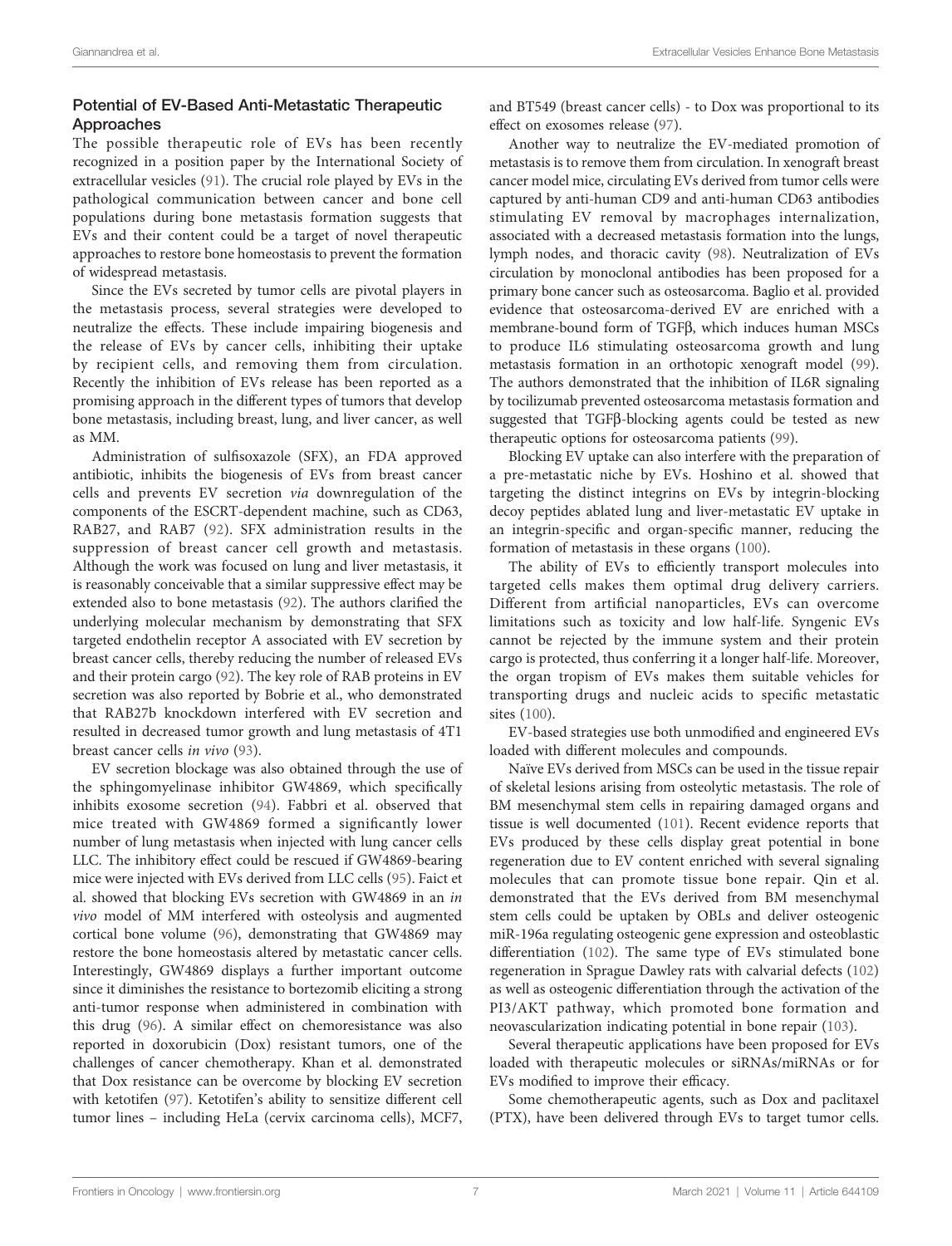### Potential of EV-Based Anti-Metastatic Therapeutic Approaches

The possible therapeutic role of EVs has been recently recognized in a position paper by the International Society of extracellular vesicles (91). The crucial role played by EVs in the pathological communication between cancer and bone cell populations during bone metastasis formation suggests that EVs and their content could be a target of novel therapeutic approaches to restore bone homeostasis to prevent the formation of widespread metastasis.

Since the EVs secreted by tumor cells are pivotal players in the metastasis process, several strategies were developed to neutralize the effects. These include impairing biogenesis and the release of EVs by cancer cells, inhibiting their uptake by recipient cells, and removing them from circulation. Recently the inhibition of EVs release has been reported as a promising approach in the different types of tumors that develop bone metastasis, including breast, lung, and liver cancer, as well as MM.

Administration of sulfisoxazole (SFX), an FDA approved antibiotic, inhibits the biogenesis of EVs from breast cancer cells and prevents EV secretion *via* downregulation of the components of the ESCRT-dependent machine, such as CD63, RAB27, and RAB7 (92). SFX administration results in the suppression of breast cancer cell growth and metastasis. Although the work was focused on lung and liver metastasis, it is reasonably conceivable that a similar suppressive effect may be extended also to bone metastasis (92). The authors clarified the underlying molecular mechanism by demonstrating that SFX targeted endothelin receptor A associated with EV secretion by breast cancer cells, thereby reducing the number of released EVs and their protein cargo (92). The key role of RAB proteins in EV secretion was also reported by Bobrie et al., who demonstrated that RAB27b knockdown interfered with EV secretion and resulted in decreased tumor growth and lung metastasis of 4T1 breast cancer cells *in vivo* (93).

EV secretion blockage was also obtained through the use of the sphingomyelinase inhibitor GW4869, which specifically inhibits exosome secretion (94). Fabbri et al. observed that mice treated with GW4869 formed a significantly lower number of lung metastasis when injected with lung cancer cells LLC. The inhibitory effect could be rescued if GW4869-bearing mice were injected with EVs derived from LLC cells (95). Faict et al. showed that blocking EVs secretion with GW4869 in an *in vivo* model of MM interfered with osteolysis and augmented cortical bone volume (96), demonstrating that GW4869 may restore the bone homeostasis altered by metastatic cancer cells. Interestingly, GW4869 displays a further important outcome since it diminishes the resistance to bortezomib eliciting a strong anti-tumor response when administered in combination with this drug (96). A similar effect on chemoresistance was also reported in doxorubicin (Dox) resistant tumors, one of the challenges of cancer chemotherapy. Khan et al. demonstrated that Dox resistance can be overcome by blocking EV secretion with ketotifen (97). Ketotifen's ability to sensitize different cell tumor lines – including HeLa (cervix carcinoma cells), MCF7, and BT549 (breast cancer cells) - to Dox was proportional to its effect on exosomes release (97).

Another way to neutralize the EV-mediated promotion of metastasis is to remove them from circulation. In xenograft breast cancer model mice, circulating EVs derived from tumor cells were captured by anti-human CD9 and anti-human CD63 antibodies stimulating EV removal by macrophages internalization, associated with a decreased metastasis formation into the lungs, lymph nodes, and thoracic cavity (98). Neutralization of EVs circulation by monoclonal antibodies has been proposed for a primary bone cancer such as osteosarcoma. Baglio et al. provided evidence that osteosarcoma-derived EV are enriched with a membrane-bound form of TGFβ, which induces human MSCs to produce IL6 stimulating osteosarcoma growth and lung metastasis formation in an orthotopic xenograft model (99). The authors demonstrated that the inhibition of IL6R signaling by tocilizumab prevented osteosarcoma metastasis formation and suggested that TGFβ-blocking agents could be tested as new therapeutic options for osteosarcoma patients (99).

Blocking EV uptake can also interfere with the preparation of a pre-metastatic niche by EVs. Hoshino et al. showed that targeting the distinct integrins on EVs by integrin-blocking decoy peptides ablated lung and liver-metastatic EV uptake in an integrin-specific and organ-specific manner, reducing the formation of metastasis in these organs (100).

The ability of EVs to efficiently transport molecules into targeted cells makes them optimal drug delivery carriers. Different from artificial nanoparticles, EVs can overcome limitations such as toxicity and low half-life. Syngenic EVs cannot be rejected by the immune system and their protein cargo is protected, thus conferring it a longer half-life. Moreover, the organ tropism of EVs makes them suitable vehicles for transporting drugs and nucleic acids to specific metastatic sites (100).

EV-based strategies use both unmodified and engineered EVs loaded with different molecules and compounds.

Naïve EVs derived from MSCs can be used in the tissue repair of skeletal lesions arising from osteolytic metastasis. The role of BM mesenchymal stem cells in repairing damaged organs and tissue is well documented (101). Recent evidence reports that EVs produced by these cells display great potential in bone regeneration due to EV content enriched with several signaling molecules that can promote tissue bone repair. Qin et al. demonstrated that the EVs derived from BM mesenchymal stem cells could be uptaken by OBLs and deliver osteogenic miR-196a regulating osteogenic gene expression and osteoblastic differentiation (102). The same type of EVs stimulated bone regeneration in Sprague Dawley rats with calvarial defects (102) as well as osteogenic differentiation through the activation of the PI3/AKT pathway, which promoted bone formation and neovascularization indicating potential in bone repair (103).

Several therapeutic applications have been proposed for EVs loaded with therapeutic molecules or siRNAs/miRNAs or for EVs modified to improve their efficacy.

Some chemotherapeutic agents, such as Dox and paclitaxel (PTX), have been delivered through EVs to target tumor cells.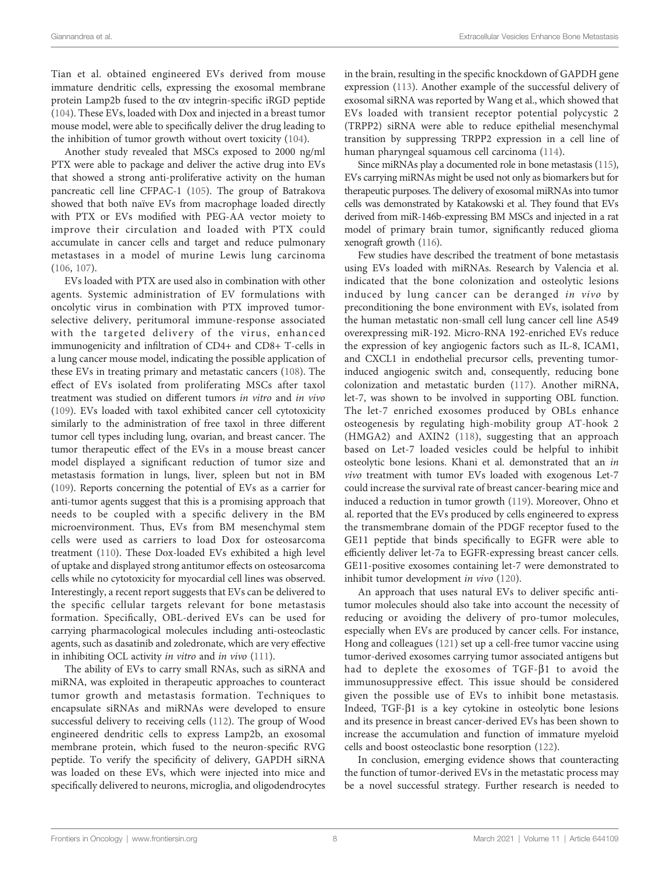Tian et al. obtained engineered EVs derived from mouse immature dendritic cells, expressing the exosomal membrane protein Lamp2b fused to the αv integrin-specific iRGD peptide (104). These EVs, loaded with Dox and injected in a breast tumor mouse model, were able to specifically deliver the drug leading to the inhibition of tumor growth without overt toxicity (104).

Another study revealed that MSCs exposed to 2000 ng/ml PTX were able to package and deliver the active drug into EVs that showed a strong anti-proliferative activity on the human pancreatic cell line CFPAC-1 (105). The group of Batrakova showed that both naïve EVs from macrophage loaded directly with PTX or EVs modified with PEG-AA vector moiety to improve their circulation and loaded with PTX could accumulate in cancer cells and target and reduce pulmonary metastases in a model of murine Lewis lung carcinoma (106, 107).

EVs loaded with PTX are used also in combination with other agents. Systemic administration of EV formulations with oncolytic virus in combination with PTX improved tumor-selective delivery, peritumoral immune-response associated with the targeted delivery of the virus, enhanced immunogenicity and infiltration of CD4+ and CD8+ T-cells in a lung cancer mouse model, indicating the possible application of these EVs in treating primary and metastatic cancers (108). The effect of EVs isolated from proliferating MSCs after taxol treatment was studied on different tumors *in vitro* and *in vivo* (109). EVs loaded with taxol exhibited cancer cell cytotoxicity similarly to the administration of free taxol in three different tumor cell types including lung, ovarian, and breast cancer. The tumor therapeutic effect of the EVs in a mouse breast cancer model displayed a significant reduction of tumor size and metastasis formation in lungs, liver, spleen but not in BM (109). Reports concerning the potential of EVs as a carrier for anti-tumor agents suggest that this is a promising approach that needs to be coupled with a specific delivery in the BM microenvironment. Thus, EVs from BM mesenchymal stem cells were used as carriers to load Dox for osteosarcoma treatment (110). These Dox-loaded EVs exhibited a high level of uptake and displayed strong antitumor effects on osteosarcoma cells while no cytotoxicity for myocardial cell lines was observed. Interestingly, a recent report suggests that EVs can be delivered to the specific cellular targets relevant for bone metastasis formation. Specifically, OBL-derived EVs can be used for carrying pharmacological molecules including anti-osteoclastic agents, such as dasatinib and zoledronate, which are very effective in inhibiting OCL activity *in vitro* and *in vivo* (111).

The ability of EVs to carry small RNAs, such as siRNA and miRNA, was exploited in therapeutic approaches to counteract tumor growth and metastasis formation. Techniques to encapsulate siRNAs and miRNAs were developed to ensure successful delivery to receiving cells (112). The group of Wood engineered dendritic cells to express Lamp2b, an exosomal membrane protein, which fused to the neuron-specific RVG peptide. To verify the specificity of delivery, GAPDH siRNA was loaded on these EVs, which were injected into mice and specifically delivered to neurons, microglia, and oligodendrocytes in the brain, resulting in the specific knockdown of GAPDH gene expression (113). Another example of the successful delivery of exosomal siRNA was reported by Wang et al., which showed that EVs loaded with transient receptor potential polycystic 2 (TRPP2) siRNA were able to reduce epithelial mesenchymal transition by suppressing TRPP2 expression in a cell line of human pharyngeal squamous cell carcinoma (114).

Since miRNAs play a documented role in bone metastasis (115), EVs carrying miRNAs might be used not only as biomarkers but for therapeutic purposes. The delivery of exosomal miRNAs into tumor cells was demonstrated by Katakowski et al. They found that EVs derived from miR-146b-expressing BM MSCs and injected in a rat model of primary brain tumor, significantly reduced glioma xenograft growth (116).

Few studies have described the treatment of bone metastasis using EVs loaded with miRNAs. Research by Valencia et al. indicated that the bone colonization and osteolytic lesions induced by lung cancer can be deranged *in vivo* by preconditioning the bone environment with EVs, isolated from the human metastatic non-small cell lung cancer cell line A549 overexpressing miR-192. Micro-RNA 192-enriched EVs reduce the expression of key angiogenic factors such as IL-8, ICAM1, and CXCL1 in endothelial precursor cells, preventing tumor-induced angiogenic switch and, consequently, reducing bone colonization and metastatic burden (117). Another miRNA, let-7, was shown to be involved in supporting OBL function. The let-7 enriched exosomes produced by OBLs enhance osteogenesis by regulating high-mobility group AT-hook 2 (HMGA2) and AXIN2 (118), suggesting that an approach based on Let-7 loaded vesicles could be helpful to inhibit osteolytic bone lesions. Khani et al. demonstrated that an *in vivo* treatment with tumor EVs loaded with exogenous Let-7 could increase the survival rate of breast cancer-bearing mice and induced a reduction in tumor growth (119). Moreover, Ohno et al. reported that the EVs produced by cells engineered to express the transmembrane domain of the PDGF receptor fused to the GE11 peptide that binds specifically to EGFR were able to efficiently deliver let-7a to EGFR-expressing breast cancer cells. GE11-positive exosomes containing let-7 were demonstrated to inhibit tumor development *in vivo* (120).

An approach that uses natural EVs to deliver specific anti-tumor molecules should also take into account the necessity of reducing or avoiding the delivery of pro-tumor molecules, especially when EVs are produced by cancer cells. For instance, Hong and colleagues (121) set up a cell-free tumor vaccine using tumor-derived exosomes carrying tumor associated antigens but had to deplete the exosomes of TGF-β1 to avoid the immunosuppressive effect. This issue should be considered given the possible use of EVs to inhibit bone metastasis. Indeed, TGF-β1 is a key cytokine in osteolytic bone lesions and its presence in breast cancer-derived EVs has been shown to increase the accumulation and function of immature myeloid cells and boost osteoclastic bone resorption (122).

In conclusion, emerging evidence shows that counteracting the function of tumor-derived EVs in the metastatic process may be a novel successful strategy. Further research is needed to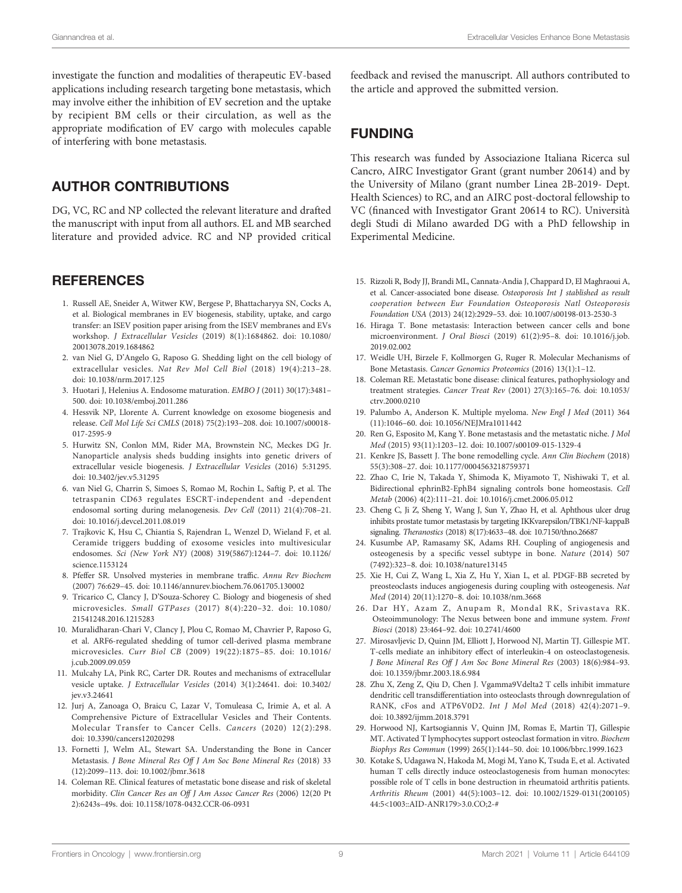investigate the function and modalities of therapeutic EV-based applications including research targeting bone metastasis, which may involve either the inhibition of EV secretion and the uptake by recipient BM cells or their circulation, as well as the appropriate modification of EV cargo with molecules capable of interfering with bone metastasis.

## AUTHOR CONTRIBUTIONS

DG, VC, RC and NP collected the relevant literature and drafted the manuscript with input from all authors. EL and MB searched literature and provided advice. RC and NP provided critical feedback and revised the manuscript. All authors contributed to the article and approved the submitted version.

## FUNDING

This research was funded by Associazione Italiana Ricerca sul Cancro, AIRC Investigator Grant (grant number 20614) and by the University of Milano (grant number Linea 2B-2019- Dept. Health Sciences) to RC, and an AIRC post-doctoral fellowship to VC (financed with Investigator Grant 20614 to RC). Università degli Studi di Milano awarded DG with a PhD fellowship in Experimental Medicine.

## REFERENCES

1. Russell AE, Sneider A, Witwer KW, Bergese P, Bhattacharyya SN, Cocks A, et al. Biological membranes in EV biogenesis, stability, uptake, and cargo transfer: an ISEV position paper arising from the ISEV membranes and EVs workshop. *J Extracellular Vesicles* (2019) 8(1):1684862. doi: 10.1080/20013078.2019.1684862
2. van Niel G, D'Angelo G, Raposo G. Shedding light on the cell biology of extracellular vesicles. *Nat Rev Mol Cell Biol* (2018) 19(4):213–28. doi: 10.1038/nrm.2017.125
3. Huotari J, Helenius A. Endosome maturation. *EMBO J* (2011) 30(17):3481–500. doi: 10.1038/emboj.2011.286
4. Hessvik NP, Llorente A. Current knowledge on exosome biogenesis and release. *Cell Mol Life Sci CMLS* (2018) 75(2):193–208. doi: 10.1007/s00018-017-2595-9
5. Hurwitz SN, Conlon MM, Rider MA, Brownstein NC, Meckes DG Jr. Nanoparticle analysis sheds budding insights into genetic drivers of extracellular vesicle biogenesis. *J Extracellular Vesicles* (2016) 5:31295. doi: 10.3402/jev.v5.31295
6. van Niel G, Charrin S, Simoes S, Romao M, Rochin L, Saftig P, et al. The tetraspanin CD63 regulates ESCRT-independent and -dependent endosomal sorting during melanogenesis. *Dev Cell* (2011) 21(4):708–21. doi: 10.1016/j.devcel.2011.08.019
7. Trajkovic K, Hsu C, Chiantia S, Rajendran L, Wenzel D, Wieland F, et al. Ceramide triggers budding of exosome vesicles into multivesicular endosomes. *Sci (New York NY)* (2008) 319(5867):1244–7. doi: 10.1126/science.1153124
8. Pfeffer SR. Unsolved mysteries in membrane traffic. *Annu Rev Biochem* (2007) 76:629–45. doi: 10.1146/annurev.biochem.76.061705.130002
9. Tricarico C, Clancy J, D'Souza-Schorey C. Biology and biogenesis of shed microvesicles. *Small GTPases* (2017) 8(4):220–32. doi: 10.1080/21541248.2016.1215283
10. Muralidharan-Chari V, Clancy J, Plou C, Romao M, Chavrier P, Raposo G, et al. ARF6-regulated shedding of tumor cell-derived plasma membrane microvesicles. *Curr Biol CB* (2009) 19(22):1875–85. doi: 10.1016/j.cub.2009.09.059
11. Mulcahy LA, Pink RC, Carter DR. Routes and mechanisms of extracellular vesicle uptake. *J Extracellular Vesicles* (2014) 3(1):24641. doi: 10.3402/jev.v3.24641
12. Jurj A, Zanoaga O, Braicu C, Lazar V, Tomuleasa C, Irimie A, et al. A Comprehensive Picture of Extracellular Vesicles and Their Contents. Molecular Transfer to Cancer Cells. *Cancers* (2020) 12(2):298. doi: 10.3390/cancers12020298
13. Fornetti J, Welm AL, Stewart SA. Understanding the Bone in Cancer Metastasis. *J Bone Mineral Res Off J Am Soc Bone Mineral Res* (2018) 33(12):2099–113. doi: 10.1002/jbmr.3618
14. Coleman RE. Clinical features of metastatic bone disease and risk of skeletal morbidity. *Clin Cancer Res an Off J Am Assoc Cancer Res* (2006) 12(20 Pt 2):6243s–49s. doi: 10.1158/1078-0432.CCR-06-0931
15. Rizzoli R, Body JJ, Brandi ML, Cannata-Andia J, Chappard D, El Maghraoui A, et al. Cancer-associated bone disease. *Osteoporosis Int J stablished as result cooperation between Eur Foundation Osteoporosis Natl Osteoporosis Foundation USA* (2013) 24(12):2929–53. doi: 10.1007/s00198-013-2530-3
16. Hiraga T. Bone metastasis: Interaction between cancer cells and bone microenvironment. *J Oral Biosci* (2019) 61(2):95–8. doi: 10.1016/j.job.2019.02.002
17. Weidle UH, Birzele F, Kollmorgen G, Ruger R. Molecular Mechanisms of Bone Metastasis. *Cancer Genomics Proteomics* (2016) 13(1):1–12.
18. Coleman RE. Metastatic bone disease: clinical features, pathophysiology and treatment strategies. *Cancer Treat Rev* (2001) 27(3):165–76. doi: 10.1053/ctrv.2000.0210
19. Palumbo A, Anderson K. Multiple myeloma. *New Engl J Med* (2011) 364(11):1046–60. doi: 10.1056/NEJMra1011442
20. Ren G, Esposito M, Kang Y. Bone metastasis and the metastatic niche. *J Mol Med* (2015) 93(11):1203–12. doi: 10.1007/s00109-015-1329-4
21. Kenkre JS, Bassett J. The bone remodelling cycle. *Ann Clin Biochem* (2018) 55(3):308–27. doi: 10.1177/0004563218759371
22. Zhao C, Irie N, Takada Y, Shimoda K, Miyamoto T, Nishiwaki T, et al. Bidirectional ephrinB2-EphB4 signaling controls bone homeostasis. *Cell Metab* (2006) 4(2):111–21. doi: 10.1016/j.cmet.2006.05.012
23. Cheng C, Ji Z, Sheng Y, Wang J, Sun Y, Zhao H, et al. Aphthous ulcer drug inhibits prostate tumor metastasis by targeting IKKvarepsilon/TBK1/NF-kappaB signaling. *Theranostics* (2018) 8(17):4633–48. doi: 10.7150/thno.26687
24. Kusumbe AP, Ramasamy SK, Adams RH. Coupling of angiogenesis and osteogenesis by a specific vessel subtype in bone. *Nature* (2014) 507(7492):323–8. doi: 10.1038/nature13145
25. Xie H, Cui Z, Wang L, Xia Z, Hu Y, Xian L, et al. PDGF-BB secreted by preosteoclasts induces angiogenesis during coupling with osteogenesis. *Nat Med* (2014) 20(11):1270–8. doi: 10.1038/nm.3668
26. Dar HY, Azam Z, Anupam R, Mondal RK, Srivastava RK. Osteoimmunology: The Nexus between bone and immune system. *Front Biosci* (2018) 23:464–92. doi: 10.2741/4600
27. Mirosavljevic D, Quinn JM, Elliott J, Horwood NJ, Martin TJ, Gillespie MT. T-cells mediate an inhibitory effect of interleukin-4 on osteoclastogenesis. *J Bone Mineral Res Off J Am Soc Bone Mineral Res* (2003) 18(6):984–93. doi: 10.1359/jbmr.2003.18.6.984
28. Zhu X, Zeng Z, Qiu D, Chen J. Vgamma9Vdelta2 T cells inhibit immature dendritic cell transdifferentiation into osteoclasts through downregulation of RANK, cFos and ATP6V0D2. *Int J Mol Med* (2018) 42(4):2071–9. doi: 10.3892/ijmm.2018.3791
29. Horwood NJ, Kartsogiannis V, Quinn JM, Romas E, Martin TJ, Gillespie MT. Activated T lymphocytes support osteoclast formation in vitro. *Biochem Biophys Res Commun* (1999) 265(1):144–50. doi: 10.1006/bbrc.1999.1623
30. Kotake S, Udagawa N, Hakoda M, Mogi M, Yano K, Tsuda E, et al. Activated human T cells directly induce osteoclastogenesis from human monocytes: possible role of T cells in bone destruction in rheumatoid arthritis patients. *Arthritis Rheum* (2001) 44(5):1003–12. doi: 10.1002/1529-0131(200105)44:5<1003::AID-ANR179>3.0.CO;2-#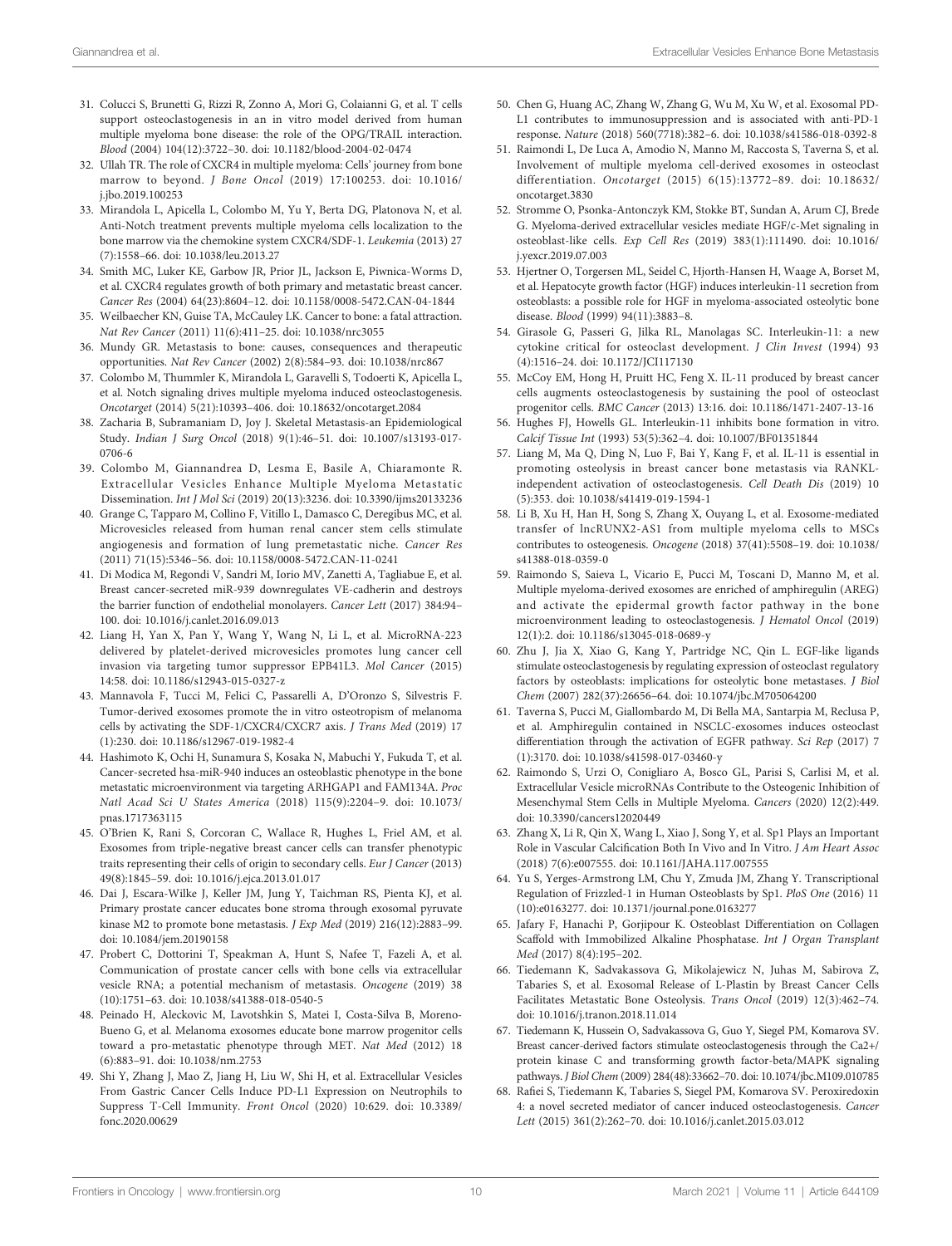31. Colucci S, Brunetti G, Rizzi R, Zonno A, Mori G, Colaianni G, et al. T cells support osteoclastogenesis in an in vitro model derived from human multiple myeloma bone disease: the role of the OPG/TRAIL interaction. *Blood* (2004) 104(12):3722–30. doi: 10.1182/blood-2004-02-0474
32. Ullah TR. The role of CXCR4 in multiple myeloma: Cells' journey from bone marrow to beyond. *J Bone Oncol* (2019) 17:100253. doi: 10.1016/j.jbo.2019.100253
33. Mirandola L, Apicella L, Colombo M, Yu Y, Berta DG, Platonova N, et al. Anti-Notch treatment prevents multiple myeloma cells localization to the bone marrow via the chemokine system CXCR4/SDF-1. *Leukemia* (2013) 27 (7):1558–66. doi: 10.1038/leu.2013.27
34. Smith MC, Luker KE, Garbow JR, Prior JL, Jackson E, Piwnica-Worms D, et al. CXCR4 regulates growth of both primary and metastatic breast cancer. *Cancer Res* (2004) 64(23):8604–12. doi: 10.1158/0008-5472.CAN-04-1844
35. Weilbaecher KN, Guise TA, McCauley LK. Cancer to bone: a fatal attraction. *Nat Rev Cancer* (2011) 11(6):411–25. doi: 10.1038/nrc3055
36. Mundy GR. Metastasis to bone: causes, consequences and therapeutic opportunities. *Nat Rev Cancer* (2002) 2(8):584–93. doi: 10.1038/nrc867
37. Colombo M, Thummler K, Mirandola L, Garavelli S, Todoerti K, Apicella L, et al. Notch signaling drives multiple myeloma induced osteoclastogenesis. *Oncotarget* (2014) 5(21):10393–406. doi: 10.18632/oncotarget.2084
38. Zacharia B, Subramaniam D, Joy J. Skeletal Metastasis-an Epidemiological Study. *Indian J Surg Oncol* (2018) 9(1):46–51. doi: 10.1007/s13193-017-0706-6
39. Colombo M, Giannandrea D, Lesma E, Basile A, Chiaramonte R. Extracellular Vesicles Enhance Multiple Myeloma Metastatic Dissemination. *Int J Mol Sci* (2019) 20(13):3236. doi: 10.3390/ijms20133236
40. Grange C, Tapparo M, Collino F, Vitillo L, Damasco C, Deregibus MC, et al. Microvesicles released from human renal cancer stem cells stimulate angiogenesis and formation of lung premetastatic niche. *Cancer Res* (2011) 71(15):5346–56. doi: 10.1158/0008-5472.CAN-11-0241
41. Di Modica M, Regondi V, Sandri M, Iorio MV, Zanetti A, Tagliabue E, et al. Breast cancer-secreted miR-939 downregulates VE-cadherin and destroys the barrier function of endothelial monolayers. *Cancer Lett* (2017) 384:94–100. doi: 10.1016/j.canlet.2016.09.013
42. Liang H, Yan X, Pan Y, Wang Y, Wang N, Li L, et al. MicroRNA-223 delivered by platelet-derived microvesicles promotes lung cancer cell invasion via targeting tumor suppressor EPB41L3. *Mol Cancer* (2015) 14:58. doi: 10.1186/s12943-015-0327-z
43. Mannavola F, Tucci M, Felici C, Passarelli A, D'Oronzo S, Silvestris F. Tumor-derived exosomes promote the in vitro osteotropism of melanoma cells by activating the SDF-1/CXCR4/CXCR7 axis. *J Trans Med* (2019) 17 (1):230. doi: 10.1186/s12967-019-1982-4
44. Hashimoto K, Ochi H, Sunamura S, Kosaka N, Mabuchi Y, Fukuda T, et al. Cancer-secreted hsa-miR-940 induces an osteoblastic phenotype in the bone metastatic microenvironment via targeting ARHGAP1 and FAM134A. *Proc Natl Acad Sci U States America* (2018) 115(9):2204–9. doi: 10.1073/pnas.1717363115
45. O'Brien K, Rani S, Corcoran C, Wallace R, Hughes L, Friel AM, et al. Exosomes from triple-negative breast cancer cells can transfer phenotypic traits representing their cells of origin to secondary cells. *Eur J Cancer* (2013) 49(8):1845–59. doi: 10.1016/j.ejca.2013.01.017
46. Dai J, Escara-Wilke J, Keller JM, Jung Y, Taichman RS, Pienta KJ, et al. Primary prostate cancer educates bone stroma through exosomal pyruvate kinase M2 to promote bone metastasis. *J Exp Med* (2019) 216(12):2883–99. doi: 10.1084/jem.20190158
47. Probert C, Dottorini T, Speakman A, Hunt S, Nafee T, Fazeli A, et al. Communication of prostate cancer cells with bone cells via extracellular vesicle RNA; a potential mechanism of metastasis. *Oncogene* (2019) 38 (10):1751–63. doi: 10.1038/s41388-018-0540-5
48. Peinado H, Aleckovic M, Lavotshkin S, Matei I, Costa-Silva B, Moreno-Bueno G, et al. Melanoma exosomes educate bone marrow progenitor cells toward a pro-metastatic phenotype through MET. *Nat Med* (2012) 18 (6):883–91. doi: 10.1038/nm.2753
49. Shi Y, Zhang J, Mao Z, Jiang H, Liu W, Shi H, et al. Extracellular Vesicles From Gastric Cancer Cells Induce PD-L1 Expression on Neutrophils to Suppress T-Cell Immunity. *Front Oncol* (2020) 10:629. doi: 10.3389/fonc.2020.00629
50. Chen G, Huang AC, Zhang W, Zhang G, Wu M, Xu W, et al. Exosomal PD-L1 contributes to immunosuppression and is associated with anti-PD-1 response. *Nature* (2018) 560(7718):382–6. doi: 10.1038/s41586-018-0392-8
51. Raimondi L, De Luca A, Amodio N, Manno M, Raccosta S, Taverna S, et al. Involvement of multiple myeloma cell-derived exosomes in osteoclast differentiation. *Oncotarget* (2015) 6(15):13772–89. doi: 10.18632/oncotarget.3830
52. Stromme O, Psonka-Antonczyk KM, Stokke BT, Sundan A, Arum CJ, Brede G. Myeloma-derived extracellular vesicles mediate HGF/c-Met signaling in osteoblast-like cells. *Exp Cell Res* (2019) 383(1):111490. doi: 10.1016/j.yexcr.2019.07.003
53. Hjertner O, Torgersen ML, Seidel C, Hjorth-Hansen H, Waage A, Borset M, et al. Hepatocyte growth factor (HGF) induces interleukin-11 secretion from osteoblasts: a possible role for HGF in myeloma-associated osteolytic bone disease. *Blood* (1999) 94(11):3883–8.
54. Girasole G, Passeri G, Jilka RL, Manolagas SC. Interleukin-11: a new cytokine critical for osteoclast development. *J Clin Invest* (1994) 93 (4):1516–24. doi: 10.1172/JCI117130
55. McCoy EM, Hong H, Pruitt HC, Feng X. IL-11 produced by breast cancer cells augments osteoclastogenesis by sustaining the pool of osteoclast progenitor cells. *BMC Cancer* (2013) 13:16. doi: 10.1186/1471-2407-13-16
56. Hughes FJ, Howells GL. Interleukin-11 inhibits bone formation in vitro. *Calcif Tissue Int* (1993) 53(5):362–4. doi: 10.1007/BF01351844
57. Liang M, Ma Q, Ding N, Luo F, Bai Y, Kang F, et al. IL-11 is essential in promoting osteolysis in breast cancer bone metastasis via RANKL-independent activation of osteoclastogenesis. *Cell Death Dis* (2019) 10 (5):353. doi: 10.1038/s41419-019-1594-1
58. Li B, Xu H, Han H, Song S, Zhang X, Ouyang L, et al. Exosome-mediated transfer of lncRUNX2-AS1 from multiple myeloma cells to MSCs contributes to osteogenesis. *Oncogene* (2018) 37(41):5508–19. doi: 10.1038/s41388-018-0359-0
59. Raimondo S, Saieva L, Vicario E, Pucci M, Toscani D, Manno M, et al. Multiple myeloma-derived exosomes are enriched of amphiregulin (AREG) and activate the epidermal growth factor pathway in the bone microenvironment leading to osteoclastogenesis. *J Hematol Oncol* (2019) 12(1):2. doi: 10.1186/s13045-018-0689-y
60. Zhu J, Jia X, Xiao G, Kang Y, Partridge NC, Qin L. EGF-like ligands stimulate osteoclastogenesis by regulating expression of osteoclast regulatory factors by osteoblasts: implications for osteolytic bone metastases. *J Biol Chem* (2007) 282(37):26656–64. doi: 10.1074/jbc.M705064200
61. Taverna S, Pucci M, Giallombardo M, Di Bella MA, Santarpia M, Reclusa P, et al. Amphiregulin contained in NSCLC-exosomes induces osteoclast differentiation through the activation of EGFR pathway. *Sci Rep* (2017) 7 (1):3170. doi: 10.1038/s41598-017-03460-y
62. Raimondo S, Urzi O, Conigliaro A, Bosco GL, Parisi S, Carlisi M, et al. Extracellular Vesicle microRNAs Contribute to the Osteogenic Inhibition of Mesenchymal Stem Cells in Multiple Myeloma. *Cancers* (2020) 12(2):449. doi: 10.3390/cancers12020449
63. Zhang X, Li R, Qin X, Wang L, Xiao J, Song Y, et al. Sp1 Plays an Important Role in Vascular Calcification Both In Vivo and In Vitro. *J Am Heart Assoc* (2018) 7(6):e007555. doi: 10.1161/JAHA.117.007555
64. Yu S, Yerges-Armstrong LM, Chu Y, Zmuda JM, Zhang Y. Transcriptional Regulation of Frizzled-1 in Human Osteoblasts by Sp1. *PloS One* (2016) 11 (10):e0163277. doi: 10.1371/journal.pone.0163277
65. Jafary F, Hanachi P, Gorjipour K. Osteoblast Differentiation on Collagen Scaffold with Immobilized Alkaline Phosphatase. *Int J Organ Transplant Med* (2017) 8(4):195–202.
66. Tiedemann K, Sadvakassova G, Mikolajewicz N, Juhas M, Sabirova Z, Tabaries S, et al. Exosomal Release of L-Plastin by Breast Cancer Cells Facilitates Metastatic Bone Osteolysis. *Trans Oncol* (2019) 12(3):462–74. doi: 10.1016/j.tranon.2018.11.014
67. Tiedemann K, Hussein O, Sadvakassova G, Guo Y, Siegel PM, Komarova SV. Breast cancer-derived factors stimulate osteoclastogenesis through the Ca2+/protein kinase C and transforming growth factor-beta/MAPK signaling pathways. *J Biol Chem* (2009) 284(48):33662–70. doi: 10.1074/jbc.M109.010785
68. Rafiei S, Tiedemann K, Tabaries S, Siegel PM, Komarova SV. Peroxiredoxin 4: a novel secreted mediator of cancer induced osteoclastogenesis. *Cancer Lett* (2015) 361(2):262–70. doi: 10.1016/j.canlet.2015.03.012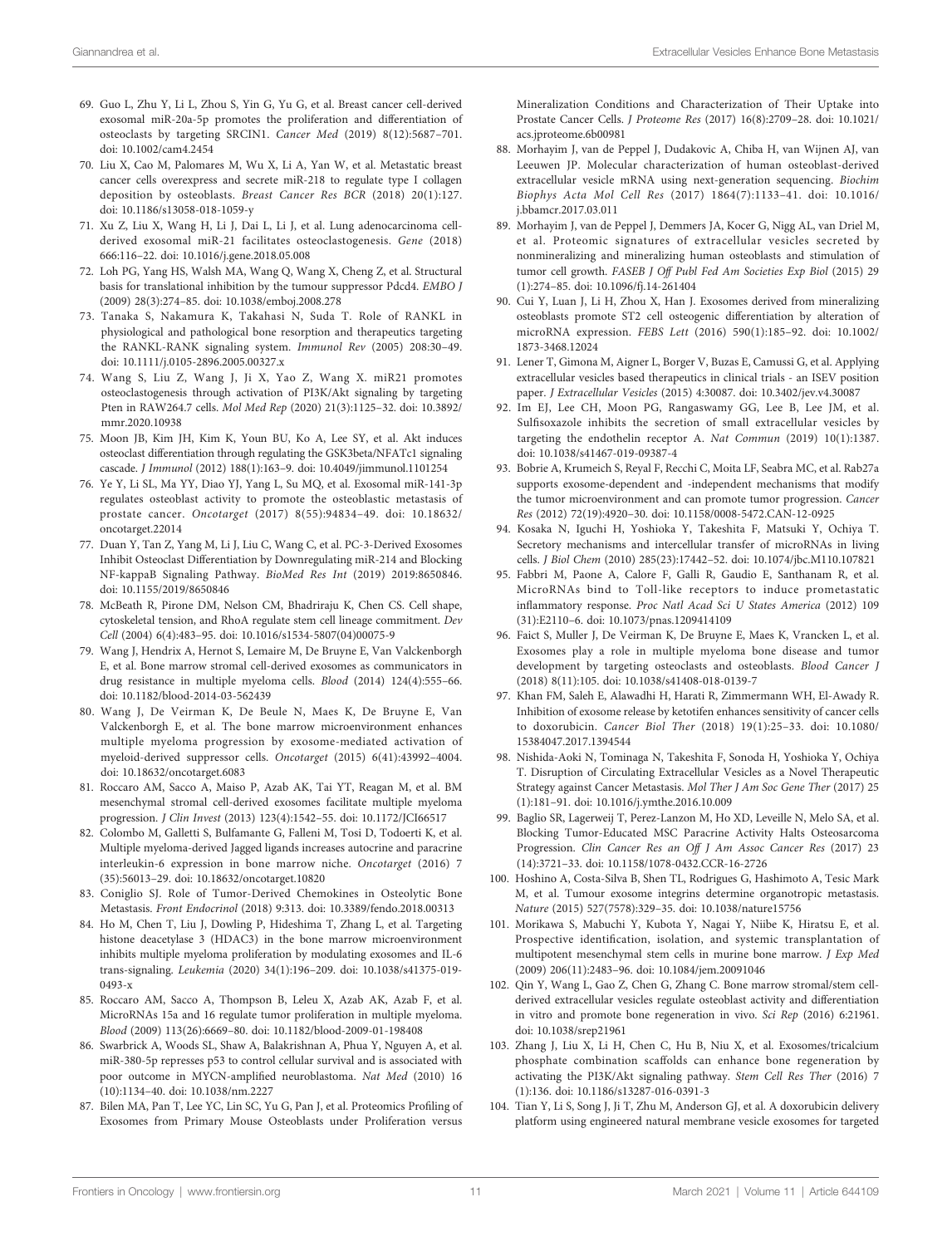69. Guo L, Zhu Y, Li L, Zhou S, Yin G, Yu G, et al. Breast cancer cell-derived exosomal miR-20a-5p promotes the proliferation and differentiation of osteoclasts by targeting SRCIN1. *Cancer Med* (2019) 8(12):5687–701. doi: 10.1002/cam4.2454
70. Liu X, Cao M, Palomares M, Wu X, Li A, Yan W, et al. Metastatic breast cancer cells overexpress and secrete miR-218 to regulate type I collagen deposition by osteoblasts. *Breast Cancer Res BCR* (2018) 20(1):127. doi: 10.1186/s13058-018-1059-y
71. Xu Z, Liu X, Wang H, Li J, Dai L, Li J, et al. Lung adenocarcinoma cell-derived exosomal miR-21 facilitates osteoclastogenesis. *Gene* (2018) 666:116–22. doi: 10.1016/j.gene.2018.05.008
72. Loh PG, Yang HS, Walsh MA, Wang Q, Wang X, Cheng Z, et al. Structural basis for translational inhibition by the tumour suppressor Pdcd4. *EMBO J* (2009) 28(3):274–85. doi: 10.1038/emboj.2008.278
73. Tanaka S, Nakamura K, Takahasi N, Suda T. Role of RANKL in physiological and pathological bone resorption and therapeutics targeting the RANKL-RANK signaling system. *Immunol Rev* (2005) 208:30–49. doi: 10.1111/j.0105-2896.2005.00327.x
74. Wang S, Liu Z, Wang J, Ji X, Yao Z, Wang X. miR21 promotes osteoclastogenesis through activation of PI3K/Akt signaling by targeting Pten in RAW264.7 cells. *Mol Med Rep* (2020) 21(3):1125–32. doi: 10.3892/mmr.2020.10938
75. Moon JB, Kim JH, Kim K, Youn BU, Ko A, Lee SY, et al. Akt induces osteoclast differentiation through regulating the GSK3beta/NFATc1 signaling cascade. *J Immunol* (2012) 188(1):163–9. doi: 10.4049/jimmunol.1101254
76. Ye Y, Li SL, Ma YY, Diao YJ, Yang L, Su MQ, et al. Exosomal miR-141-3p regulates osteoblast activity to promote the osteoblastic metastasis of prostate cancer. *Oncotarget* (2017) 8(55):94834–49. doi: 10.18632/oncotarget.22014
77. Duan Y, Tan Z, Yang M, Li J, Liu C, Wang C, et al. PC-3-Derived Exosomes Inhibit Osteoclast Differentiation by Downregulating miR-214 and Blocking NF-kappaB Signaling Pathway. *BioMed Res Int* (2019) 2019:8650846. doi: 10.1155/2019/8650846
78. McBeath R, Pirone DM, Nelson CM, Bhadriraju K, Chen CS. Cell shape, cytoskeletal tension, and RhoA regulate stem cell lineage commitment. *Dev Cell* (2004) 6(4):483–95. doi: 10.1016/s1534-5807(04)00075-9
79. Wang J, Hendrix A, Hernot S, Lemaire M, De Bruyne E, Van Valckenborgh E, et al. Bone marrow stromal cell-derived exosomes as communicators in drug resistance in multiple myeloma cells. *Blood* (2014) 124(4):555–66. doi: 10.1182/blood-2014-03-562439
80. Wang J, De Veirman K, De Beule N, Maes K, De Bruyne E, Van Valckenborgh E, et al. The bone marrow microenvironment enhances multiple myeloma progression by exosome-mediated activation of myeloid-derived suppressor cells. *Oncotarget* (2015) 6(41):43992–4004. doi: 10.18632/oncotarget.6083
81. Roccaro AM, Sacco A, Maiso P, Azab AK, Tai YT, Reagan M, et al. BM mesenchymal stromal cell-derived exosomes facilitate multiple myeloma progression. *J Clin Invest* (2013) 123(4):1542–55. doi: 10.1172/JCI66517
82. Colombo M, Galletti S, Bulfamante G, Falleni M, Tosi D, Todoerti K, et al. Multiple myeloma-derived Jagged ligands increases autocrine and paracrine interleukin-6 expression in bone marrow niche. *Oncotarget* (2016) 7 (35):56013–29. doi: 10.18632/oncotarget.10820
83. Coniglio SJ. Role of Tumor-Derived Chemokines in Osteolytic Bone Metastasis. *Front Endocrinol* (2018) 9:313. doi: 10.3389/fendo.2018.00313
84. Ho M, Chen T, Liu J, Dowling P, Hideshima T, Zhang L, et al. Targeting histone deacetylase 3 (HDAC3) in the bone marrow microenvironment inhibits multiple myeloma proliferation by modulating exosomes and IL-6 trans-signaling. *Leukemia* (2020) 34(1):196–209. doi: 10.1038/s41375-019-0493-x
85. Roccaro AM, Sacco A, Thompson B, Leleu X, Azab AK, Azab F, et al. MicroRNAs 15a and 16 regulate tumor proliferation in multiple myeloma. *Blood* (2009) 113(26):6669–80. doi: 10.1182/blood-2009-01-198408
86. Swarbrick A, Woods SL, Shaw A, Balakrishnan A, Phua Y, Nguyen A, et al. miR-380-5p represses p53 to control cellular survival and is associated with poor outcome in MYCN-amplified neuroblastoma. *Nat Med* (2010) 16 (10):1134–40. doi: 10.1038/nm.2227
87. Bilen MA, Pan T, Lee YC, Lin SC, Yu G, Pan J, et al. Proteomics Profiling of Exosomes from Primary Mouse Osteoblasts under Proliferation versus Mineralization Conditions and Characterization of Their Uptake into Prostate Cancer Cells. *J Proteome Res* (2017) 16(8):2709–28. doi: 10.1021/acs.jproteome.6b00981
88. Morhayim J, van de Peppel J, Dudakovic A, Chiba H, van Wijnen AJ, van Leeuwen JP. Molecular characterization of human osteoblast-derived extracellular vesicle mRNA using next-generation sequencing. *Biochim Biophys Acta Mol Cell Res* (2017) 1864(7):1133–41. doi: 10.1016/j.bbamcr.2017.03.011
89. Morhayim J, van de Peppel J, Demmers JA, Kocer G, Nigg AL, van Driel M, et al. Proteomic signatures of extracellular vesicles secreted by nonmineralizing and mineralizing human osteoblasts and stimulation of tumor cell growth. *FASEB J Off Publ Fed Am Societies Exp Biol* (2015) 29 (1):274–85. doi: 10.1096/fj.14-261404
90. Cui Y, Luan J, Li H, Zhou X, Han J. Exosomes derived from mineralizing osteoblasts promote ST2 cell osteogenic differentiation by alteration of microRNA expression. *FEBS Lett* (2016) 590(1):185–92. doi: 10.1002/1873-3468.12024
91. Lener T, Gimona M, Aigner L, Borger V, Buzas E, Camussi G, et al. Applying extracellular vesicles based therapeutics in clinical trials - an ISEV position paper. *J Extracellular Vesicles* (2015) 4:30087. doi: 10.3402/jev.v4.30087
92. Im EJ, Lee CH, Moon PG, Rangaswamy GG, Lee B, Lee JM, et al. Sulfisoxazole inhibits the secretion of small extracellular vesicles by targeting the endothelin receptor A. *Nat Commun* (2019) 10(1):1387. doi: 10.1038/s41467-019-09387-4
93. Bobrie A, Krumeich S, Reyal F, Recchi C, Moita LF, Seabra MC, et al. Rab27a supports exosome-dependent and -independent mechanisms that modify the tumor microenvironment and can promote tumor progression. *Cancer Res* (2012) 72(19):4920–30. doi: 10.1158/0008-5472.CAN-12-0925
94. Kosaka N, Iguchi H, Yoshioka Y, Takeshita F, Matsuki Y, Ochiya T. Secretory mechanisms and intercellular transfer of microRNAs in living cells. *J Biol Chem* (2010) 285(23):17442–52. doi: 10.1074/jbc.M110.107821
95. Fabbri M, Paone A, Calore F, Galli R, Gaudio E, Santhanam R, et al. MicroRNAs bind to Toll-like receptors to induce prometastatic inflammatory response. *Proc Natl Acad Sci U States America* (2012) 109 (31):E2110–6. doi: 10.1073/pnas.1209414109
96. Faict S, Muller J, De Veirman K, De Bruyne E, Maes K, Vrancken L, et al. Exosomes play a role in multiple myeloma bone disease and tumor development by targeting osteoclasts and osteoblasts. *Blood Cancer J* (2018) 8(11):105. doi: 10.1038/s41408-018-0139-7
97. Khan FM, Saleh E, Alawadhi H, Harati R, Zimmermann WH, El-Awady R. Inhibition of exosome release by ketotifen enhances sensitivity of cancer cells to doxorubicin. *Cancer Biol Ther* (2018) 19(1):25–33. doi: 10.1080/15384047.2017.1394544
98. Nishida-Aoki N, Tominaga N, Takeshita F, Sonoda H, Yoshioka Y, Ochiya T. Disruption of Circulating Extracellular Vesicles as a Novel Therapeutic Strategy against Cancer Metastasis. *Mol Ther J Am Soc Gene Ther* (2017) 25 (1):181–91. doi: 10.1016/j.ymthe.2016.10.009
99. Baglio SR, Lagerweij T, Perez-Lanzon M, Ho XD, Leveille N, Melo SA, et al. Blocking Tumor-Educated MSC Paracrine Activity Halts Osteosarcoma Progression. *Clin Cancer Res an Off J Am Assoc Cancer Res* (2017) 23 (14):3721–33. doi: 10.1158/1078-0432.CCR-16-2726
100. Hoshino A, Costa-Silva B, Shen TL, Rodrigues G, Hashimoto A, Tesic Mark M, et al. Tumour exosome integrins determine organotropic metastasis. *Nature* (2015) 527(7578):329–35. doi: 10.1038/nature15756
101. Morikawa S, Mabuchi Y, Kubota Y, Nagai Y, Niibe K, Hiratsu E, et al. Prospective identification, isolation, and systemic transplantation of multipotent mesenchymal stem cells in murine bone marrow. *J Exp Med* (2009) 206(11):2483–96. doi: 10.1084/jem.20091046
102. Qin Y, Wang L, Gao Z, Chen G, Zhang C. Bone marrow stromal/stem cell-derived extracellular vesicles regulate osteoblast activity and differentiation in vitro and promote bone regeneration in vivo. *Sci Rep* (2016) 6:21961. doi: 10.1038/srep21961
103. Zhang J, Liu X, Li H, Chen C, Hu B, Niu X, et al. Exosomes/tricalcium phosphate combination scaffolds can enhance bone regeneration by activating the PI3K/Akt signaling pathway. *Stem Cell Res Ther* (2016) 7 (1):136. doi: 10.1186/s13287-016-0391-3
104. Tian Y, Li S, Song J, Ji T, Zhu M, Anderson GJ, et al. A doxorubicin delivery platform using engineered natural membrane vesicle exosomes for targeted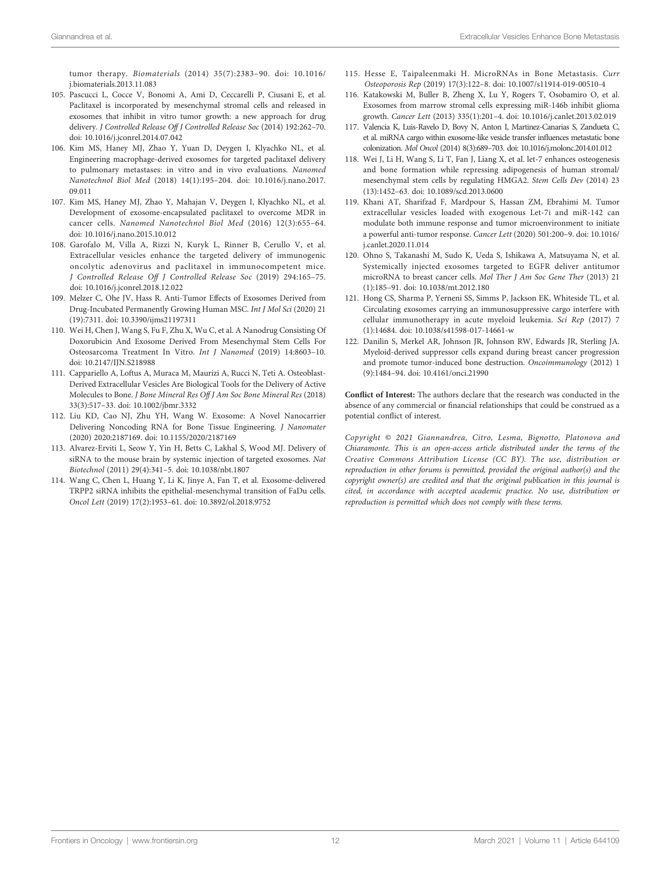tumor therapy. *Biomaterials* (2014) 35(7):2383–90. doi: 10.1016/j.biomaterials.2013.11.083

105. Pascucci L, Cocce V, Bonomi A, Ami D, Ceccarelli P, Ciusani E, et al. Paclitaxel is incorporated by mesenchymal stromal cells and released in exosomes that inhibit in vitro tumor growth: a new approach for drug delivery. *J Controlled Release Off J Controlled Release Soc* (2014) 192:262–70. doi: 10.1016/j.jconrel.2014.07.042
106. Kim MS, Haney MJ, Zhao Y, Yuan D, Deygen I, Klyachko NL, et al. Engineering macrophage-derived exosomes for targeted paclitaxel delivery to pulmonary metastases: in vitro and in vivo evaluations. *Nanomed Nanotechnol Biol Med* (2018) 14(1):195–204. doi: 10.1016/j.nano.2017.09.011
107. Kim MS, Haney MJ, Zhao Y, Mahajan V, Deygen I, Klyachko NL, et al. Development of exosome-encapsulated paclitaxel to overcome MDR in cancer cells. *Nanomed Nanotechnol Biol Med* (2016) 12(3):655–64. doi: 10.1016/j.nano.2015.10.012
108. Garofalo M, Villa A, Rizzi N, Kuryk L, Rinner B, Cerullo V, et al. Extracellular vesicles enhance the targeted delivery of immunogenic oncolytic adenovirus and paclitaxel in immunocompetent mice. *J Controlled Release Off J Controlled Release Soc* (2019) 294:165–75. doi: 10.1016/j.jconrel.2018.12.022
109. Melzer C, Ohe JV, Hass R. Anti-Tumor Effects of Exosomes Derived from Drug-Incubated Permanently Growing Human MSC. *Int J Mol Sci* (2020) 21 (19):7311. doi: 10.3390/ijms21197311
110. Wei H, Chen J, Wang S, Fu F, Zhu X, Wu C, et al. A Nanodrug Consisting Of Doxorubicin And Exosome Derived From Mesenchymal Stem Cells For Osteosarcoma Treatment In Vitro. *Int J Nanomed* (2019) 14:8603–10. doi: 10.2147/IJN.S218988
111. Cappariello A, Loftus A, Muraca M, Maurizi A, Rucci N, Teti A. Osteoblast-Derived Extracellular Vesicles Are Biological Tools for the Delivery of Active Molecules to Bone. *J Bone Mineral Res Off J Am Soc Bone Mineral Res* (2018) 33(3):517–33. doi: 10.1002/jbmr.3332
112. Liu KD, Cao NJ, Zhu YH, Wang W. Exosome: A Novel Nanocarrier Delivering Noncoding RNA for Bone Tissue Engineering. *J Nanomater* (2020) 2020:2187169. doi: 10.1155/2020/2187169
113. Alvarez-Erviti L, Seow Y, Yin H, Betts C, Lakhal S, Wood MJ. Delivery of siRNA to the mouse brain by systemic injection of targeted exosomes. *Nat Biotechnol* (2011) 29(4):341–5. doi: 10.1038/nbt.1807
114. Wang C, Chen L, Huang Y, Li K, Jinye A, Fan T, et al. Exosome-delivered TRPP2 siRNA inhibits the epithelial-mesenchymal transition of FaDu cells. *Oncol Lett* (2019) 17(2):1953–61. doi: 10.3892/ol.2018.9752
115. Hesse E, Taipaleenmaki H. MicroRNAs in Bone Metastasis. *Curr Osteoporosis Rep* (2019) 17(3):122–8. doi: 10.1007/s11914-019-00510-4
116. Katakowski M, Buller B, Zheng X, Lu Y, Rogers T, Osobamiro O, et al. Exosomes from marrow stromal cells expressing miR-146b inhibit glioma growth. *Cancer Lett* (2013) 335(1):201–4. doi: 10.1016/j.canlet.2013.02.019
117. Valencia K, Luis-Ravelo D, Bovy N, Anton I, Martinez-Canarias S, Zandueta C, et al. miRNA cargo within exosome-like vesicle transfer influences metastatic bone colonization. *Mol Oncol* (2014) 8(3):689–703. doi: 10.1016/j.molonc.2014.01.012
118. Wei J, Li H, Wang S, Li T, Fan J, Liang X, et al. let-7 enhances osteogenesis and bone formation while repressing adipogenesis of human stromal/mesenchymal stem cells by regulating HMGA2. *Stem Cells Dev* (2014) 23 (13):1452–63. doi: 10.1089/scd.2013.0600
119. Khani AT, Sharifzad F, Mardpour S, Hassan ZM, Ebrahimi M. Tumor extracellular vesicles loaded with exogenous Let-7i and miR-142 can modulate both immune response and tumor microenvironment to initiate a powerful anti-tumor response. *Cancer Lett* (2020) 501:200–9. doi: 10.1016/j.canlet.2020.11.014
120. Ohno S, Takanashi M, Sudo K, Ueda S, Ishikawa A, Matsuyama N, et al. Systemically injected exosomes targeted to EGFR deliver antitumor microRNA to breast cancer cells. *Mol Ther J Am Soc Gene Ther* (2013) 21 (1):185–91. doi: 10.1038/mt.2012.180
121. Hong CS, Sharma P, Yerneni SS, Simms P, Jackson EK, Whiteside TL, et al. Circulating exosomes carrying an immunosuppressive cargo interfere with cellular immunotherapy in acute myeloid leukemia. *Sci Rep* (2017) 7 (1):14684. doi: 10.1038/s41598-017-14661-w
122. Danilin S, Merkel AR, Johnson JR, Johnson RW, Edwards JR, Sterling JA. Myeloid-derived suppressor cells expand during breast cancer progression and promote tumor-induced bone destruction. *Oncoimmunology* (2012) 1 (9):1484–94. doi: 10.4161/onci.21990

**Conflict of Interest:** The authors declare that the research was conducted in the absence of any commercial or financial relationships that could be construed as a potential conflict of interest.

*Copyright © 2021 Giannandrea, Citro, Lesma, Bignotto, Platonova and Chiaramonte. This is an open-access article distributed under the terms of the Creative Commons Attribution License (CC BY). The use, distribution or reproduction in other forums is permitted, provided the original author(s) and the copyright owner(s) are credited and that the original publication in this journal is cited, in accordance with accepted academic practice. No use, distribution or reproduction is permitted which does not comply with these terms.*